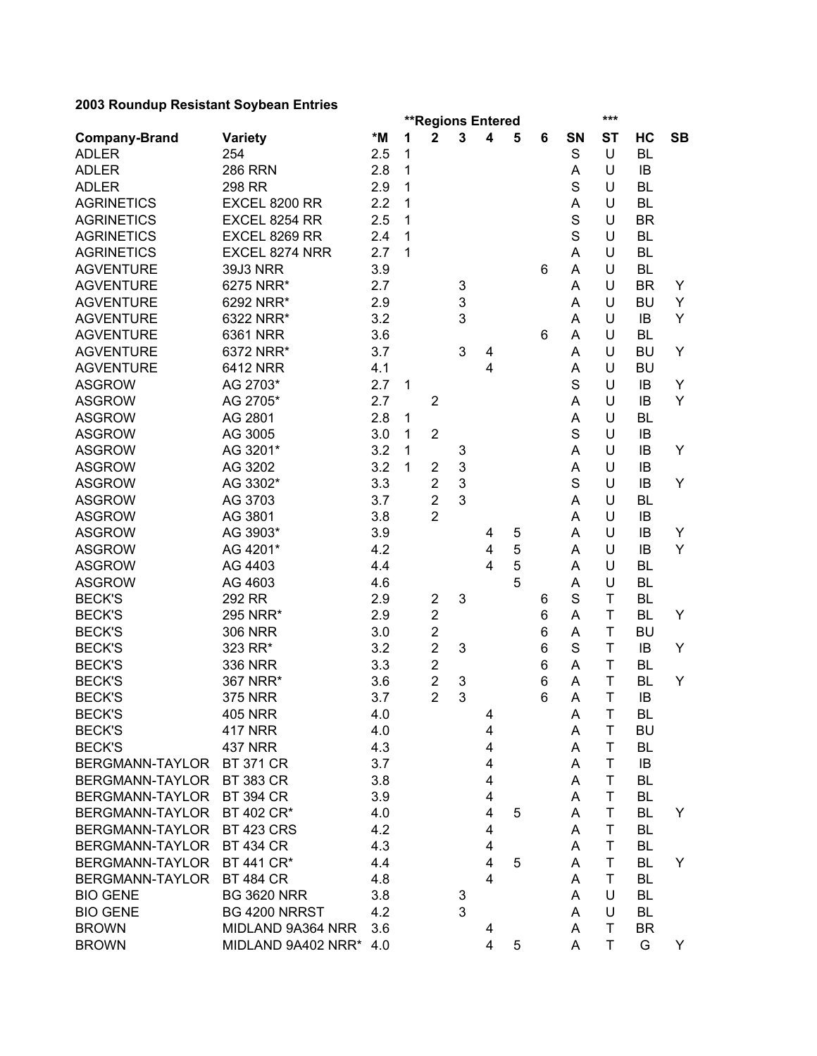**2003 Roundup Resistant Soybean Entries**

| | | | **Regions Entered | | | | | | | *** | | |
|---|---|---|---|---|---|---|---|---|---|---|---|---|
| **Company-Brand** | **Variety** | ***M** | **1** | **2** | **3** | **4** | **5** | **6** | **SN** | **ST** | **HC** | **SB** |
| ADLER | 254 | 2.5 | 1 | | | | | | S | U | BL | |
| ADLER | 286 RRN | 2.8 | 1 | | | | | | A | U | IB | |
| ADLER | 298 RR | 2.9 | 1 | | | | | | S | U | BL | |
| AGRINETICS | EXCEL 8200 RR | 2.2 | 1 | | | | | | A | U | BL | |
| AGRINETICS | EXCEL 8254 RR | 2.5 | 1 | | | | | | S | U | BR | |
| AGRINETICS | EXCEL 8269 RR | 2.4 | 1 | | | | | | S | U | BL | |
| AGRINETICS | EXCEL 8274 NRR | 2.7 | 1 | | | | | | A | U | BL | |
| AGVENTURE | 39J3 NRR | 3.9 | | | | | | 6 | A | U | BL | |
| AGVENTURE | 6275 NRR* | 2.7 | | | 3 | | | | A | U | BR | Y |
| AGVENTURE | 6292 NRR* | 2.9 | | | 3 | | | | A | U | BU | Y |
| AGVENTURE | 6322 NRR* | 3.2 | | | 3 | | | | A | U | IB | Y |
| AGVENTURE | 6361 NRR | 3.6 | | | | | | 6 | A | U | BL | |
| AGVENTURE | 6372 NRR* | 3.7 | | | 3 | 4 | | | A | U | BU | Y |
| AGVENTURE | 6412 NRR | 4.1 | | | | 4 | | | A | U | BU | |
| ASGROW | AG 2703* | 2.7 | 1 | | | | | | S | U | IB | Y |
| ASGROW | AG 2705* | 2.7 | | 2 | | | | | A | U | IB | Y |
| ASGROW | AG 2801 | 2.8 | 1 | | | | | | A | U | BL | |
| ASGROW | AG 3005 | 3.0 | 1 | 2 | | | | | S | U | IB | |
| ASGROW | AG 3201* | 3.2 | 1 | | 3 | | | | A | U | IB | Y |
| ASGROW | AG 3202 | 3.2 | 1 | 2 | 3 | | | | A | U | IB | |
| ASGROW | AG 3302* | 3.3 | | 2 | 3 | | | | S | U | IB | Y |
| ASGROW | AG 3703 | 3.7 | | 2 | 3 | | | | A | U | BL | |
| ASGROW | AG 3801 | 3.8 | | 2 | | | | | A | U | IB | |
| ASGROW | AG 3903* | 3.9 | | | | 4 | 5 | | A | U | IB | Y |
| ASGROW | AG 4201* | 4.2 | | | | 4 | 5 | | A | U | IB | Y |
| ASGROW | AG 4403 | 4.4 | | | | 4 | 5 | | A | U | BL | |
| ASGROW | AG 4603 | 4.6 | | | | | 5 | | A | U | BL | |
| BECK'S | 292 RR | 2.9 | | 2 | 3 | | | 6 | S | T | BL | |
| BECK'S | 295 NRR* | 2.9 | | 2 | | | | 6 | A | T | BL | Y |
| BECK'S | 306 NRR | 3.0 | | 2 | | | | 6 | A | T | BU | |
| BECK'S | 323 RR* | 3.2 | | 2 | 3 | | | 6 | S | T | IB | Y |
| BECK'S | 336 NRR | 3.3 | | 2 | | | | 6 | A | T | BL | |
| BECK'S | 367 NRR* | 3.6 | | 2 | 3 | | | 6 | A | T | BL | Y |
| BECK'S | 375 NRR | 3.7 | | 2 | 3 | | | 6 | A | T | IB | |
| BECK'S | 405 NRR | 4.0 | | | | 4 | | | A | T | BL | |
| BECK'S | 417 NRR | 4.0 | | | | 4 | | | A | T | BU | |
| BECK'S | 437 NRR | 4.3 | | | | 4 | | | A | T | BL | |
| BERGMANN-TAYLOR | BT 371 CR | 3.7 | | | | 4 | | | A | T | IB | |
| BERGMANN-TAYLOR | BT 383 CR | 3.8 | | | | 4 | | | A | T | BL | |
| BERGMANN-TAYLOR | BT 394 CR | 3.9 | | | | 4 | | | A | T | BL | |
| BERGMANN-TAYLOR | BT 402 CR* | 4.0 | | | | 4 | 5 | | A | T | BL | Y |
| BERGMANN-TAYLOR | BT 423 CRS | 4.2 | | | | 4 | | | A | T | BL | |
| BERGMANN-TAYLOR | BT 434 CR | 4.3 | | | | 4 | | | A | T | BL | |
| BERGMANN-TAYLOR | BT 441 CR* | 4.4 | | | | 4 | 5 | | A | T | BL | Y |
| BERGMANN-TAYLOR | BT 484 CR | 4.8 | | | | 4 | | | A | T | BL | |
| BIO GENE | BG 3620 NRR | 3.8 | | | 3 | | | | A | U | BL | |
| BIO GENE | BG 4200 NRRST | 4.2 | | | 3 | | | | A | U | BL | |
| BROWN | MIDLAND 9A364 NRR | 3.6 | | | | 4 | | | A | T | BR | |
| BROWN | MIDLAND 9A402 NRR* | 4.0 | | | | 4 | 5 | | A | T | G | Y |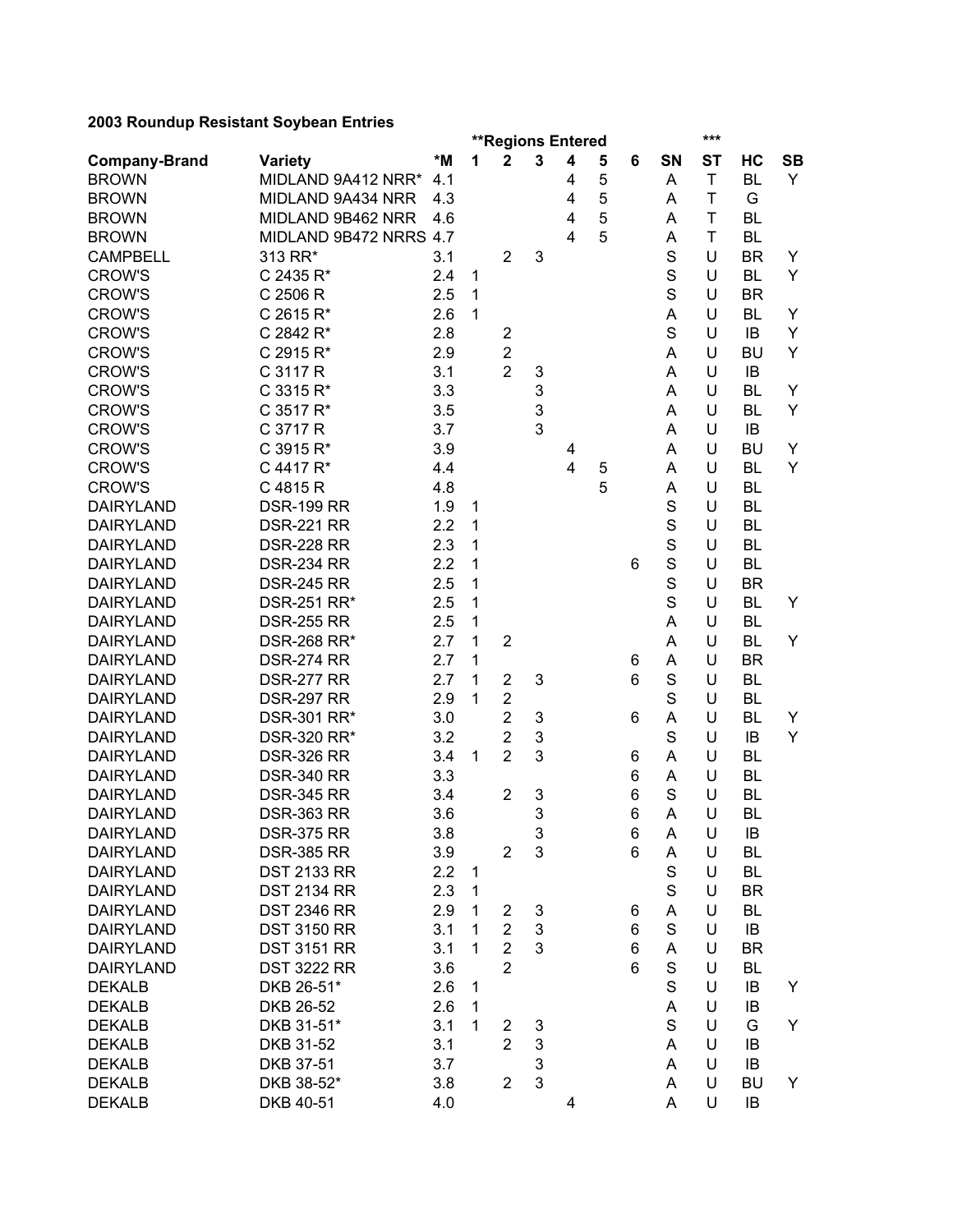**2003 Roundup Resistant Soybean Entries**

| | | | **Regions Entered | | | | | | | *** | | |
|---|---|---|---|---|---|---|---|---|---|---|---|---|
| **Company-Brand** | **Variety** | ***M** | **1** | **2** | **3** | **4** | **5** | **6** | **SN** | **ST** | **HC** | **SB** |
| BROWN | MIDLAND 9A412 NRR* | 4.1 | | | | 4 | 5 | | A | T | BL | Y |
| BROWN | MIDLAND 9A434 NRR | 4.3 | | | | 4 | 5 | | A | T | G | |
| BROWN | MIDLAND 9B462 NRR | 4.6 | | | | 4 | 5 | | A | T | BL | |
| BROWN | MIDLAND 9B472 NRRS | 4.7 | | | | 4 | 5 | | A | T | BL | |
| CAMPBELL | 313 RR* | 3.1 | | 2 | 3 | | | | S | U | BR | Y |
| CROW'S | C 2435 R* | 2.4 | 1 | | | | | | S | U | BL | Y |
| CROW'S | C 2506 R | 2.5 | 1 | | | | | | S | U | BR | |
| CROW'S | C 2615 R* | 2.6 | 1 | | | | | | A | U | BL | Y |
| CROW'S | C 2842 R* | 2.8 | | 2 | | | | | S | U | IB | Y |
| CROW'S | C 2915 R* | 2.9 | | 2 | | | | | A | U | BU | Y |
| CROW'S | C 3117 R | 3.1 | | 2 | 3 | | | | A | U | IB | |
| CROW'S | C 3315 R* | 3.3 | | | 3 | | | | A | U | BL | Y |
| CROW'S | C 3517 R* | 3.5 | | | 3 | | | | A | U | BL | Y |
| CROW'S | C 3717 R | 3.7 | | | 3 | | | | A | U | IB | |
| CROW'S | C 3915 R* | 3.9 | | | | 4 | | | A | U | BU | Y |
| CROW'S | C 4417 R* | 4.4 | | | | 4 | 5 | | A | U | BL | Y |
| CROW'S | C 4815 R | 4.8 | | | | | 5 | | A | U | BL | |
| DAIRYLAND | DSR-199 RR | 1.9 | 1 | | | | | | S | U | BL | |
| DAIRYLAND | DSR-221 RR | 2.2 | 1 | | | | | | S | U | BL | |
| DAIRYLAND | DSR-228 RR | 2.3 | 1 | | | | | | S | U | BL | |
| DAIRYLAND | DSR-234 RR | 2.2 | 1 | | | | | 6 | S | U | BL | |
| DAIRYLAND | DSR-245 RR | 2.5 | 1 | | | | | | S | U | BR | |
| DAIRYLAND | DSR-251 RR* | 2.5 | 1 | | | | | | S | U | BL | Y |
| DAIRYLAND | DSR-255 RR | 2.5 | 1 | | | | | | A | U | BL | |
| DAIRYLAND | DSR-268 RR* | 2.7 | 1 | 2 | | | | | A | U | BL | Y |
| DAIRYLAND | DSR-274 RR | 2.7 | 1 | | | | | 6 | A | U | BR | |
| DAIRYLAND | DSR-277 RR | 2.7 | 1 | 2 | 3 | | | 6 | S | U | BL | |
| DAIRYLAND | DSR-297 RR | 2.9 | 1 | 2 | | | | | S | U | BL | |
| DAIRYLAND | DSR-301 RR* | 3.0 | | 2 | 3 | | | 6 | A | U | BL | Y |
| DAIRYLAND | DSR-320 RR* | 3.2 | | 2 | 3 | | | | S | U | IB | Y |
| DAIRYLAND | DSR-326 RR | 3.4 | 1 | 2 | 3 | | | 6 | A | U | BL | |
| DAIRYLAND | DSR-340 RR | 3.3 | | | | | | 6 | A | U | BL | |
| DAIRYLAND | DSR-345 RR | 3.4 | | 2 | 3 | | | 6 | S | U | BL | |
| DAIRYLAND | DSR-363 RR | 3.6 | | | 3 | | | 6 | A | U | BL | |
| DAIRYLAND | DSR-375 RR | 3.8 | | | 3 | | | 6 | A | U | IB | |
| DAIRYLAND | DSR-385 RR | 3.9 | | 2 | 3 | | | 6 | A | U | BL | |
| DAIRYLAND | DST 2133 RR | 2.2 | 1 | | | | | | S | U | BL | |
| DAIRYLAND | DST 2134 RR | 2.3 | 1 | | | | | | S | U | BR | |
| DAIRYLAND | DST 2346 RR | 2.9 | 1 | 2 | 3 | | | 6 | A | U | BL | |
| DAIRYLAND | DST 3150 RR | 3.1 | 1 | 2 | 3 | | | 6 | S | U | IB | |
| DAIRYLAND | DST 3151 RR | 3.1 | 1 | 2 | 3 | | | 6 | A | U | BR | |
| DAIRYLAND | DST 3222 RR | 3.6 | | 2 | | | | 6 | S | U | BL | |
| DEKALB | DKB 26-51* | 2.6 | 1 | | | | | | S | U | IB | Y |
| DEKALB | DKB 26-52 | 2.6 | 1 | | | | | | A | U | IB | |
| DEKALB | DKB 31-51* | 3.1 | 1 | 2 | 3 | | | | S | U | G | Y |
| DEKALB | DKB 31-52 | 3.1 | | 2 | 3 | | | | A | U | IB | |
| DEKALB | DKB 37-51 | 3.7 | | | 3 | | | | A | U | IB | |
| DEKALB | DKB 38-52* | 3.8 | | 2 | 3 | | | | A | U | BU | Y |
| DEKALB | DKB 40-51 | 4.0 | | | | 4 | | | A | U | IB | |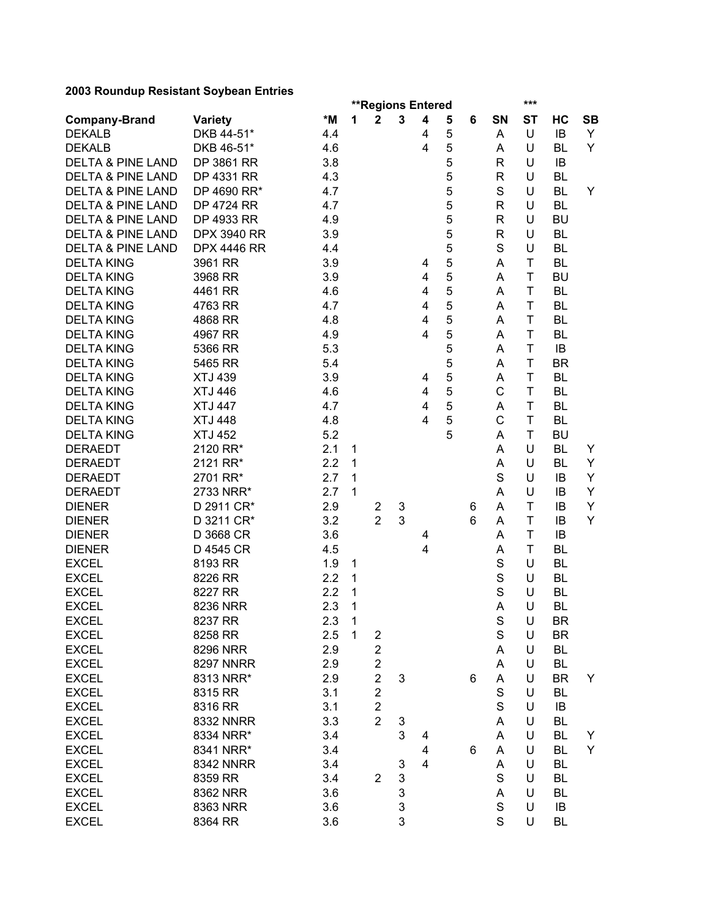**2003 Roundup Resistant Soybean Entries**

| | | | **Regions Entered | | | | | | | *** | | |
|---|---|---|---|---|---|---|---|---|---|---|---|---|
| **Company-Brand** | **Variety** | ***M** | **1** | **2** | **3** | **4** | **5** | **6** | **SN** | **ST** | **HC** | **SB** |
| DEKALB | DKB 44-51* | 4.4 | | | | 4 | 5 | | A | U | IB | Y |
| DEKALB | DKB 46-51* | 4.6 | | | | 4 | 5 | | A | U | BL | Y |
| DELTA & PINE LAND | DP 3861 RR | 3.8 | | | | | 5 | | R | U | IB | |
| DELTA & PINE LAND | DP 4331 RR | 4.3 | | | | | 5 | | R | U | BL | |
| DELTA & PINE LAND | DP 4690 RR* | 4.7 | | | | | 5 | | S | U | BL | Y |
| DELTA & PINE LAND | DP 4724 RR | 4.7 | | | | | 5 | | R | U | BL | |
| DELTA & PINE LAND | DP 4933 RR | 4.9 | | | | | 5 | | R | U | BU | |
| DELTA & PINE LAND | DPX 3940 RR | 3.9 | | | | | 5 | | R | U | BL | |
| DELTA & PINE LAND | DPX 4446 RR | 4.4 | | | | | 5 | | S | U | BL | |
| DELTA KING | 3961 RR | 3.9 | | | | 4 | 5 | | A | T | BL | |
| DELTA KING | 3968 RR | 3.9 | | | | 4 | 5 | | A | T | BU | |
| DELTA KING | 4461 RR | 4.6 | | | | 4 | 5 | | A | T | BL | |
| DELTA KING | 4763 RR | 4.7 | | | | 4 | 5 | | A | T | BL | |
| DELTA KING | 4868 RR | 4.8 | | | | 4 | 5 | | A | T | BL | |
| DELTA KING | 4967 RR | 4.9 | | | | 4 | 5 | | A | T | BL | |
| DELTA KING | 5366 RR | 5.3 | | | | | 5 | | A | T | IB | |
| DELTA KING | 5465 RR | 5.4 | | | | | 5 | | A | T | BR | |
| DELTA KING | XTJ 439 | 3.9 | | | | 4 | 5 | | A | T | BL | |
| DELTA KING | XTJ 446 | 4.6 | | | | 4 | 5 | | C | T | BL | |
| DELTA KING | XTJ 447 | 4.7 | | | | 4 | 5 | | A | T | BL | |
| DELTA KING | XTJ 448 | 4.8 | | | | 4 | 5 | | C | T | BL | |
| DELTA KING | XTJ 452 | 5.2 | | | | | 5 | | A | T | BU | |
| DERAEDT | 2120 RR* | 2.1 | 1 | | | | | | A | U | BL | Y |
| DERAEDT | 2121 RR* | 2.2 | 1 | | | | | | A | U | BL | Y |
| DERAEDT | 2701 RR* | 2.7 | 1 | | | | | | S | U | IB | Y |
| DERAEDT | 2733 NRR* | 2.7 | 1 | | | | | | A | U | IB | Y |
| DIENER | D 2911 CR* | 2.9 | | 2 | 3 | | | 6 | A | T | IB | Y |
| DIENER | D 3211 CR* | 3.2 | | 2 | 3 | | | 6 | A | T | IB | Y |
| DIENER | D 3668 CR | 3.6 | | | | 4 | | | A | T | IB | |
| DIENER | D 4545 CR | 4.5 | | | | 4 | | | A | T | BL | |
| EXCEL | 8193 RR | 1.9 | 1 | | | | | | S | U | BL | |
| EXCEL | 8226 RR | 2.2 | 1 | | | | | | S | U | BL | |
| EXCEL | 8227 RR | 2.2 | 1 | | | | | | S | U | BL | |
| EXCEL | 8236 NRR | 2.3 | 1 | | | | | | A | U | BL | |
| EXCEL | 8237 RR | 2.3 | 1 | | | | | | S | U | BR | |
| EXCEL | 8258 RR | 2.5 | 1 | 2 | | | | | S | U | BR | |
| EXCEL | 8296 NRR | 2.9 | | 2 | | | | | A | U | BL | |
| EXCEL | 8297 NNRR | 2.9 | | 2 | | | | | A | U | BL | |
| EXCEL | 8313 NRR* | 2.9 | | 2 | 3 | | | 6 | A | U | BR | Y |
| EXCEL | 8315 RR | 3.1 | | 2 | | | | | S | U | BL | |
| EXCEL | 8316 RR | 3.1 | | 2 | | | | | S | U | IB | |
| EXCEL | 8332 NNRR | 3.3 | | 2 | 3 | | | | A | U | BL | |
| EXCEL | 8334 NRR* | 3.4 | | | 3 | 4 | | | A | U | BL | Y |
| EXCEL | 8341 NRR* | 3.4 | | | | 4 | | 6 | A | U | BL | Y |
| EXCEL | 8342 NNRR | 3.4 | | | 3 | 4 | | | A | U | BL | |
| EXCEL | 8359 RR | 3.4 | | 2 | 3 | | | | S | U | BL | |
| EXCEL | 8362 NRR | 3.6 | | | 3 | | | | A | U | BL | |
| EXCEL | 8363 NRR | 3.6 | | | 3 | | | | S | U | IB | |
| EXCEL | 8364 RR | 3.6 | | | 3 | | | | S | U | BL | |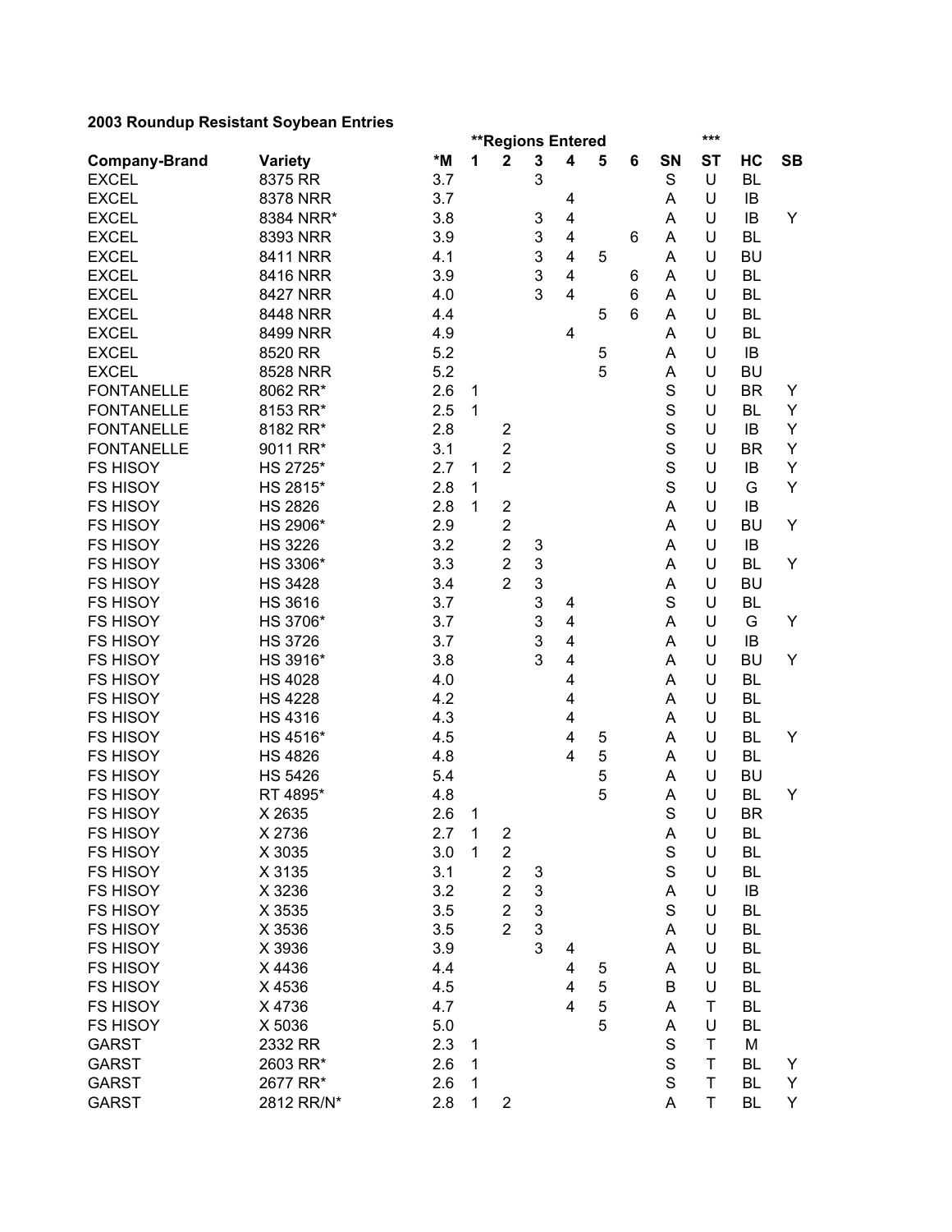**2003 Roundup Resistant Soybean Entries**

| Company-Brand | Variety | *M | **Regions Entered 1 | 2 | 3 | 4 | 5 | 6 | SN | *** ST | HC | SB |
|---|---|---|---|---|---|---|---|---|---|---|---|---|
| EXCEL | 8375 RR | 3.7 | | | 3 | | | | S | U | BL | |
| EXCEL | 8378 NRR | 3.7 | | | | 4 | | | A | U | IB | |
| EXCEL | 8384 NRR* | 3.8 | | | 3 | 4 | | | A | U | IB | Y |
| EXCEL | 8393 NRR | 3.9 | | | 3 | 4 | | 6 | A | U | BL | |
| EXCEL | 8411 NRR | 4.1 | | | 3 | 4 | 5 | | A | U | BU | |
| EXCEL | 8416 NRR | 3.9 | | | 3 | 4 | | 6 | A | U | BL | |
| EXCEL | 8427 NRR | 4.0 | | | 3 | 4 | | 6 | A | U | BL | |
| EXCEL | 8448 NRR | 4.4 | | | | | 5 | 6 | A | U | BL | |
| EXCEL | 8499 NRR | 4.9 | | | | 4 | | | A | U | BL | |
| EXCEL | 8520 RR | 5.2 | | | | | 5 | | A | U | IB | |
| EXCEL | 8528 NRR | 5.2 | | | | | 5 | | A | U | BU | |
| FONTANELLE | 8062 RR* | 2.6 | 1 | | | | | | S | U | BR | Y |
| FONTANELLE | 8153 RR* | 2.5 | 1 | | | | | | S | U | BL | Y |
| FONTANELLE | 8182 RR* | 2.8 | | 2 | | | | | S | U | IB | Y |
| FONTANELLE | 9011 RR* | 3.1 | | 2 | | | | | S | U | BR | Y |
| FS HISOY | HS 2725* | 2.7 | 1 | 2 | | | | | S | U | IB | Y |
| FS HISOY | HS 2815* | 2.8 | 1 | | | | | | S | U | G | Y |
| FS HISOY | HS 2826 | 2.8 | 1 | 2 | | | | | A | U | IB | |
| FS HISOY | HS 2906* | 2.9 | | 2 | | | | | A | U | BU | Y |
| FS HISOY | HS 3226 | 3.2 | | 2 | 3 | | | | A | U | IB | |
| FS HISOY | HS 3306* | 3.3 | | 2 | 3 | | | | A | U | BL | Y |
| FS HISOY | HS 3428 | 3.4 | | 2 | 3 | | | | A | U | BU | |
| FS HISOY | HS 3616 | 3.7 | | | 3 | 4 | | | S | U | BL | |
| FS HISOY | HS 3706* | 3.7 | | | 3 | 4 | | | A | U | G | Y |
| FS HISOY | HS 3726 | 3.7 | | | 3 | 4 | | | A | U | IB | |
| FS HISOY | HS 3916* | 3.8 | | | 3 | 4 | | | A | U | BU | Y |
| FS HISOY | HS 4028 | 4.0 | | | | 4 | | | A | U | BL | |
| FS HISOY | HS 4228 | 4.2 | | | | 4 | | | A | U | BL | |
| FS HISOY | HS 4316 | 4.3 | | | | 4 | | | A | U | BL | |
| FS HISOY | HS 4516* | 4.5 | | | | 4 | 5 | | A | U | BL | Y |
| FS HISOY | HS 4826 | 4.8 | | | | 4 | 5 | | A | U | BL | |
| FS HISOY | HS 5426 | 5.4 | | | | | 5 | | A | U | BU | |
| FS HISOY | RT 4895* | 4.8 | | | | | 5 | | A | U | BL | Y |
| FS HISOY | X 2635 | 2.6 | 1 | | | | | | S | U | BR | |
| FS HISOY | X 2736 | 2.7 | 1 | 2 | | | | | A | U | BL | |
| FS HISOY | X 3035 | 3.0 | 1 | 2 | | | | | S | U | BL | |
| FS HISOY | X 3135 | 3.1 | | 2 | 3 | | | | S | U | BL | |
| FS HISOY | X 3236 | 3.2 | | 2 | 3 | | | | A | U | IB | |
| FS HISOY | X 3535 | 3.5 | | 2 | 3 | | | | S | U | BL | |
| FS HISOY | X 3536 | 3.5 | | 2 | 3 | | | | A | U | BL | |
| FS HISOY | X 3936 | 3.9 | | | 3 | 4 | | | A | U | BL | |
| FS HISOY | X 4436 | 4.4 | | | | 4 | 5 | | A | U | BL | |
| FS HISOY | X 4536 | 4.5 | | | | 4 | 5 | | B | U | BL | |
| FS HISOY | X 4736 | 4.7 | | | | 4 | 5 | | A | T | BL | |
| FS HISOY | X 5036 | 5.0 | | | | | 5 | | A | U | BL | |
| GARST | 2332 RR | 2.3 | 1 | | | | | | S | T | M | |
| GARST | 2603 RR* | 2.6 | 1 | | | | | | S | T | BL | Y |
| GARST | 2677 RR* | 2.6 | 1 | | | | | | S | T | BL | Y |
| GARST | 2812 RR/N* | 2.8 | 1 | 2 | | | | | A | T | BL | Y |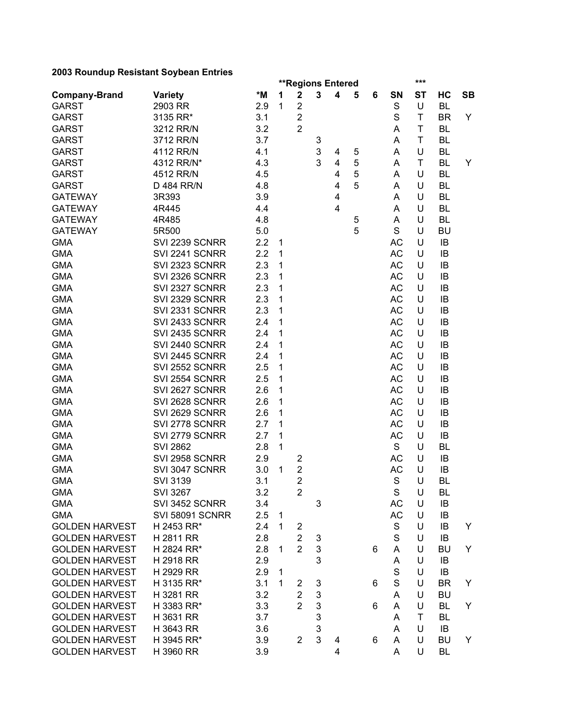**2003 Roundup Resistant Soybean Entries**

| Company-Brand | Variety | *M | **Regions Entered 1 | 2 | 3 | 4 | 5 | 6 | SN | *** ST | HC | SB |
|---|---|---|---|---|---|---|---|---|---|---|---|---|
| GARST | 2903 RR | 2.9 | 1 | 2 | | | | | S | U | BL | |
| GARST | 3135 RR* | 3.1 | | 2 | | | | | S | T | BR | Y |
| GARST | 3212 RR/N | 3.2 | | 2 | | | | | A | T | BL | |
| GARST | 3712 RR/N | 3.7 | | | 3 | | | | A | T | BL | |
| GARST | 4112 RR/N | 4.1 | | | 3 | 4 | 5 | | A | U | BL | |
| GARST | 4312 RR/N* | 4.3 | | | 3 | 4 | 5 | | A | T | BL | Y |
| GARST | 4512 RR/N | 4.5 | | | | 4 | 5 | | A | U | BL | |
| GARST | D 484 RR/N | 4.8 | | | | 4 | 5 | | A | U | BL | |
| GATEWAY | 3R393 | 3.9 | | | | 4 | | | A | U | BL | |
| GATEWAY | 4R445 | 4.4 | | | | 4 | | | A | U | BL | |
| GATEWAY | 4R485 | 4.8 | | | | | 5 | | A | U | BL | |
| GATEWAY | 5R500 | 5.0 | | | | | 5 | | S | U | BU | |
| GMA | SVI 2239 SCNRR | 2.2 | 1 | | | | | | AC | U | IB | |
| GMA | SVI 2241 SCNRR | 2.2 | 1 | | | | | | AC | U | IB | |
| GMA | SVI 2323 SCNRR | 2.3 | 1 | | | | | | AC | U | IB | |
| GMA | SVI 2326 SCNRR | 2.3 | 1 | | | | | | AC | U | IB | |
| GMA | SVI 2327 SCNRR | 2.3 | 1 | | | | | | AC | U | IB | |
| GMA | SVI 2329 SCNRR | 2.3 | 1 | | | | | | AC | U | IB | |
| GMA | SVI 2331 SCNRR | 2.3 | 1 | | | | | | AC | U | IB | |
| GMA | SVI 2433 SCNRR | 2.4 | 1 | | | | | | AC | U | IB | |
| GMA | SVI 2435 SCNRR | 2.4 | 1 | | | | | | AC | U | IB | |
| GMA | SVI 2440 SCNRR | 2.4 | 1 | | | | | | AC | U | IB | |
| GMA | SVI 2445 SCNRR | 2.4 | 1 | | | | | | AC | U | IB | |
| GMA | SVI 2552 SCNRR | 2.5 | 1 | | | | | | AC | U | IB | |
| GMA | SVI 2554 SCNRR | 2.5 | 1 | | | | | | AC | U | IB | |
| GMA | SVI 2627 SCNRR | 2.6 | 1 | | | | | | AC | U | IB | |
| GMA | SVI 2628 SCNRR | 2.6 | 1 | | | | | | AC | U | IB | |
| GMA | SVI 2629 SCNRR | 2.6 | 1 | | | | | | AC | U | IB | |
| GMA | SVI 2778 SCNRR | 2.7 | 1 | | | | | | AC | U | IB | |
| GMA | SVI 2779 SCNRR | 2.7 | 1 | | | | | | AC | U | IB | |
| GMA | SVI 2862 | 2.8 | 1 | | | | | | S | U | BL | |
| GMA | SVI 2958 SCNRR | 2.9 | | 2 | | | | | AC | U | IB | |
| GMA | SVI 3047 SCNRR | 3.0 | 1 | 2 | | | | | AC | U | IB | |
| GMA | SVI 3139 | 3.1 | | 2 | | | | | S | U | BL | |
| GMA | SVI 3267 | 3.2 | | 2 | | | | | S | U | BL | |
| GMA | SVI 3452 SCNRR | 3.4 | | | 3 | | | | AC | U | IB | |
| GMA | SVI 58091 SCNRR | 2.5 | 1 | | | | | | AC | U | IB | |
| GOLDEN HARVEST | H 2453 RR* | 2.4 | 1 | 2 | | | | | S | U | IB | Y |
| GOLDEN HARVEST | H 2811 RR | 2.8 | | 2 | 3 | | | | S | U | IB | |
| GOLDEN HARVEST | H 2824 RR* | 2.8 | 1 | 2 | 3 | | | 6 | A | U | BU | Y |
| GOLDEN HARVEST | H 2918 RR | 2.9 | | | 3 | | | | A | U | IB | |
| GOLDEN HARVEST | H 2929 RR | 2.9 | 1 | | | | | | S | U | IB | |
| GOLDEN HARVEST | H 3135 RR* | 3.1 | 1 | 2 | 3 | | | 6 | S | U | BR | Y |
| GOLDEN HARVEST | H 3281 RR | 3.2 | | 2 | 3 | | | | A | U | BU | |
| GOLDEN HARVEST | H 3383 RR* | 3.3 | | 2 | 3 | | | 6 | A | U | BL | Y |
| GOLDEN HARVEST | H 3631 RR | 3.7 | | | 3 | | | | A | T | BL | |
| GOLDEN HARVEST | H 3643 RR | 3.6 | | | 3 | | | | A | U | IB | |
| GOLDEN HARVEST | H 3945 RR* | 3.9 | | 2 | 3 | 4 | | 6 | A | U | BU | Y |
| GOLDEN HARVEST | H 3960 RR | 3.9 | | | | 4 | | | A | U | BL | |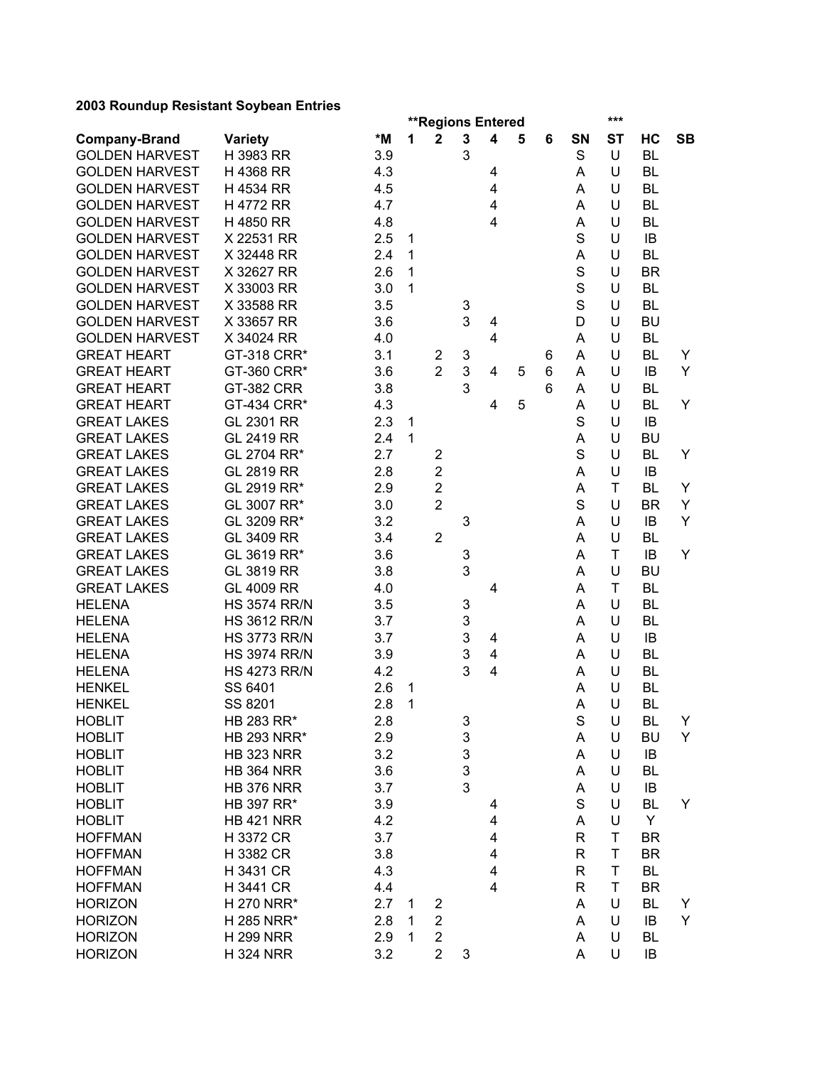**2003 Roundup Resistant Soybean Entries**

| Company-Brand | Variety | *M | **Regions Entered 1 | 2 | 3 | 4 | 5 | 6 | SN | *** ST | HC | SB |
|---|---|---|---|---|---|---|---|---|---|---|---|---|
| GOLDEN HARVEST | H 3983 RR | 3.9 | | | 3 | | | | S | U | BL | |
| GOLDEN HARVEST | H 4368 RR | 4.3 | | | | 4 | | | A | U | BL | |
| GOLDEN HARVEST | H 4534 RR | 4.5 | | | | 4 | | | A | U | BL | |
| GOLDEN HARVEST | H 4772 RR | 4.7 | | | | 4 | | | A | U | BL | |
| GOLDEN HARVEST | H 4850 RR | 4.8 | | | | 4 | | | A | U | BL | |
| GOLDEN HARVEST | X 22531 RR | 2.5 | 1 | | | | | | S | U | IB | |
| GOLDEN HARVEST | X 32448 RR | 2.4 | 1 | | | | | | A | U | BL | |
| GOLDEN HARVEST | X 32627 RR | 2.6 | 1 | | | | | | S | U | BR | |
| GOLDEN HARVEST | X 33003 RR | 3.0 | 1 | | | | | | S | U | BL | |
| GOLDEN HARVEST | X 33588 RR | 3.5 | | | 3 | | | | S | U | BL | |
| GOLDEN HARVEST | X 33657 RR | 3.6 | | | 3 | 4 | | | D | U | BU | |
| GOLDEN HARVEST | X 34024 RR | 4.0 | | | | 4 | | | A | U | BL | |
| GREAT HEART | GT-318 CRR* | 3.1 | | 2 | 3 | | | 6 | A | U | BL | Y |
| GREAT HEART | GT-360 CRR* | 3.6 | | 2 | 3 | 4 | 5 | 6 | A | U | IB | Y |
| GREAT HEART | GT-382 CRR | 3.8 | | | 3 | | | 6 | A | U | BL | |
| GREAT HEART | GT-434 CRR* | 4.3 | | | | 4 | 5 | | A | U | BL | Y |
| GREAT LAKES | GL 2301 RR | 2.3 | 1 | | | | | | S | U | IB | |
| GREAT LAKES | GL 2419 RR | 2.4 | 1 | | | | | | A | U | BU | |
| GREAT LAKES | GL 2704 RR* | 2.7 | | 2 | | | | | S | U | BL | Y |
| GREAT LAKES | GL 2819 RR | 2.8 | | 2 | | | | | A | U | IB | |
| GREAT LAKES | GL 2919 RR* | 2.9 | | 2 | | | | | A | T | BL | Y |
| GREAT LAKES | GL 3007 RR* | 3.0 | | 2 | | | | | S | U | BR | Y |
| GREAT LAKES | GL 3209 RR* | 3.2 | | | 3 | | | | A | U | IB | Y |
| GREAT LAKES | GL 3409 RR | 3.4 | | 2 | | | | | A | U | BL | |
| GREAT LAKES | GL 3619 RR* | 3.6 | | | 3 | | | | A | T | IB | Y |
| GREAT LAKES | GL 3819 RR | 3.8 | | | 3 | | | | A | U | BU | |
| GREAT LAKES | GL 4009 RR | 4.0 | | | | 4 | | | A | T | BL | |
| HELENA | HS 3574 RR/N | 3.5 | | | 3 | | | | A | U | BL | |
| HELENA | HS 3612 RR/N | 3.7 | | | 3 | | | | A | U | BL | |
| HELENA | HS 3773 RR/N | 3.7 | | | 3 | 4 | | | A | U | IB | |
| HELENA | HS 3974 RR/N | 3.9 | | | 3 | 4 | | | A | U | BL | |
| HELENA | HS 4273 RR/N | 4.2 | | | 3 | 4 | | | A | U | BL | |
| HENKEL | SS 6401 | 2.6 | 1 | | | | | | A | U | BL | |
| HENKEL | SS 8201 | 2.8 | 1 | | | | | | A | U | BL | |
| HOBLIT | HB 283 RR* | 2.8 | | | 3 | | | | S | U | BL | Y |
| HOBLIT | HB 293 NRR* | 2.9 | | | 3 | | | | A | U | BU | Y |
| HOBLIT | HB 323 NRR | 3.2 | | | 3 | | | | A | U | IB | |
| HOBLIT | HB 364 NRR | 3.6 | | | 3 | | | | A | U | BL | |
| HOBLIT | HB 376 NRR | 3.7 | | | 3 | | | | A | U | IB | |
| HOBLIT | HB 397 RR* | 3.9 | | | | 4 | | | S | U | BL | Y |
| HOBLIT | HB 421 NRR | 4.2 | | | | 4 | | | A | U | Y | |
| HOFFMAN | H 3372 CR | 3.7 | | | | 4 | | | R | T | BR | |
| HOFFMAN | H 3382 CR | 3.8 | | | | 4 | | | R | T | BR | |
| HOFFMAN | H 3431 CR | 4.3 | | | | 4 | | | R | T | BL | |
| HOFFMAN | H 3441 CR | 4.4 | | | | 4 | | | R | T | BR | |
| HORIZON | H 270 NRR* | 2.7 | 1 | 2 | | | | | A | U | BL | Y |
| HORIZON | H 285 NRR* | 2.8 | 1 | 2 | | | | | A | U | IB | Y |
| HORIZON | H 299 NRR | 2.9 | 1 | 2 | | | | | A | U | BL | |
| HORIZON | H 324 NRR | 3.2 | | 2 | 3 | | | | A | U | IB | |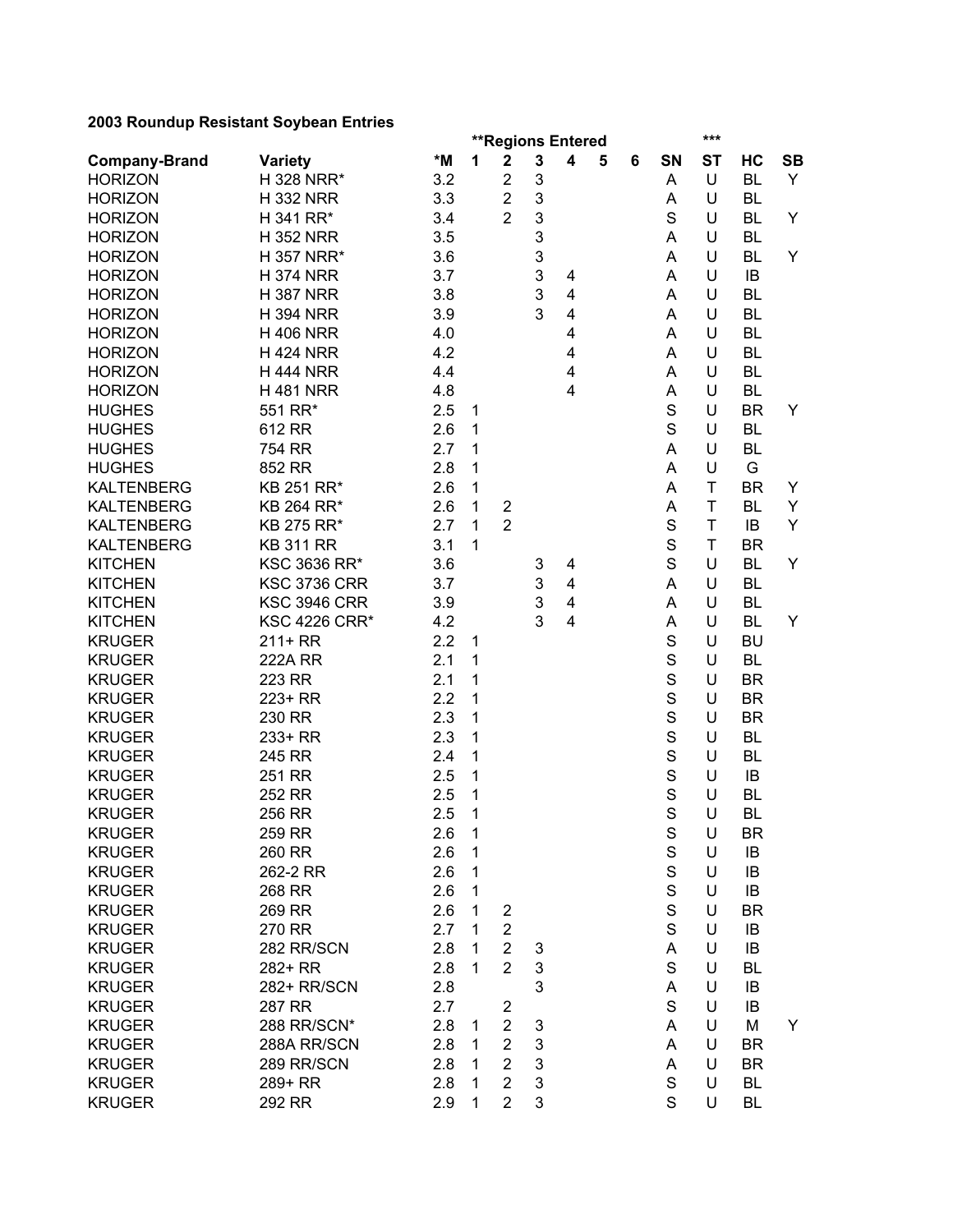## 2003 Roundup Resistant Soybean Entries

| Company-Brand | Variety | *M | **Regions Entered 1 | 2 | 3 | 4 | 5 | 6 | SN | *** ST | HC | SB |
|---|---|---|---|---|---|---|---|---|---|---|---|---|
| HORIZON | H 328 NRR* | 3.2 | | 2 | 3 | | | | A | U | BL | Y |
| HORIZON | H 332 NRR | 3.3 | | 2 | 3 | | | | A | U | BL | |
| HORIZON | H 341 RR* | 3.4 | | 2 | 3 | | | | S | U | BL | Y |
| HORIZON | H 352 NRR | 3.5 | | | 3 | | | | A | U | BL | |
| HORIZON | H 357 NRR* | 3.6 | | | 3 | | | | A | U | BL | Y |
| HORIZON | H 374 NRR | 3.7 | | | 3 | 4 | | | A | U | IB | |
| HORIZON | H 387 NRR | 3.8 | | | 3 | 4 | | | A | U | BL | |
| HORIZON | H 394 NRR | 3.9 | | | 3 | 4 | | | A | U | BL | |
| HORIZON | H 406 NRR | 4.0 | | | | 4 | | | A | U | BL | |
| HORIZON | H 424 NRR | 4.2 | | | | 4 | | | A | U | BL | |
| HORIZON | H 444 NRR | 4.4 | | | | 4 | | | A | U | BL | |
| HORIZON | H 481 NRR | 4.8 | | | | 4 | | | A | U | BL | |
| HUGHES | 551 RR* | 2.5 | 1 | | | | | | S | U | BR | Y |
| HUGHES | 612 RR | 2.6 | 1 | | | | | | S | U | BL | |
| HUGHES | 754 RR | 2.7 | 1 | | | | | | A | U | BL | |
| HUGHES | 852 RR | 2.8 | 1 | | | | | | A | U | G | |
| KALTENBERG | KB 251 RR* | 2.6 | 1 | | | | | | A | T | BR | Y |
| KALTENBERG | KB 264 RR* | 2.6 | 1 | 2 | | | | | A | T | BL | Y |
| KALTENBERG | KB 275 RR* | 2.7 | 1 | 2 | | | | | S | T | IB | Y |
| KALTENBERG | KB 311 RR | 3.1 | 1 | | | | | | S | T | BR | |
| KITCHEN | KSC 3636 RR* | 3.6 | | | 3 | 4 | | | S | U | BL | Y |
| KITCHEN | KSC 3736 CRR | 3.7 | | | 3 | 4 | | | A | U | BL | |
| KITCHEN | KSC 3946 CRR | 3.9 | | | 3 | 4 | | | A | U | BL | |
| KITCHEN | KSC 4226 CRR* | 4.2 | | | 3 | 4 | | | A | U | BL | Y |
| KRUGER | 211+ RR | 2.2 | 1 | | | | | | S | U | BU | |
| KRUGER | 222A RR | 2.1 | 1 | | | | | | S | U | BL | |
| KRUGER | 223 RR | 2.1 | 1 | | | | | | S | U | BR | |
| KRUGER | 223+ RR | 2.2 | 1 | | | | | | S | U | BR | |
| KRUGER | 230 RR | 2.3 | 1 | | | | | | S | U | BR | |
| KRUGER | 233+ RR | 2.3 | 1 | | | | | | S | U | BL | |
| KRUGER | 245 RR | 2.4 | 1 | | | | | | S | U | BL | |
| KRUGER | 251 RR | 2.5 | 1 | | | | | | S | U | IB | |
| KRUGER | 252 RR | 2.5 | 1 | | | | | | S | U | BL | |
| KRUGER | 256 RR | 2.5 | 1 | | | | | | S | U | BL | |
| KRUGER | 259 RR | 2.6 | 1 | | | | | | S | U | BR | |
| KRUGER | 260 RR | 2.6 | 1 | | | | | | S | U | IB | |
| KRUGER | 262-2 RR | 2.6 | 1 | | | | | | S | U | IB | |
| KRUGER | 268 RR | 2.6 | 1 | | | | | | S | U | IB | |
| KRUGER | 269 RR | 2.6 | 1 | 2 | | | | | S | U | BR | |
| KRUGER | 270 RR | 2.7 | 1 | 2 | | | | | S | U | IB | |
| KRUGER | 282 RR/SCN | 2.8 | 1 | 2 | 3 | | | | A | U | IB | |
| KRUGER | 282+ RR | 2.8 | 1 | 2 | 3 | | | | S | U | BL | |
| KRUGER | 282+ RR/SCN | 2.8 | | | 3 | | | | A | U | IB | |
| KRUGER | 287 RR | 2.7 | | 2 | | | | | S | U | IB | |
| KRUGER | 288 RR/SCN* | 2.8 | 1 | 2 | 3 | | | | A | U | M | Y |
| KRUGER | 288A RR/SCN | 2.8 | 1 | 2 | 3 | | | | A | U | BR | |
| KRUGER | 289 RR/SCN | 2.8 | 1 | 2 | 3 | | | | A | U | BR | |
| KRUGER | 289+ RR | 2.8 | 1 | 2 | 3 | | | | S | U | BL | |
| KRUGER | 292 RR | 2.9 | 1 | 2 | 3 | | | | S | U | BL | |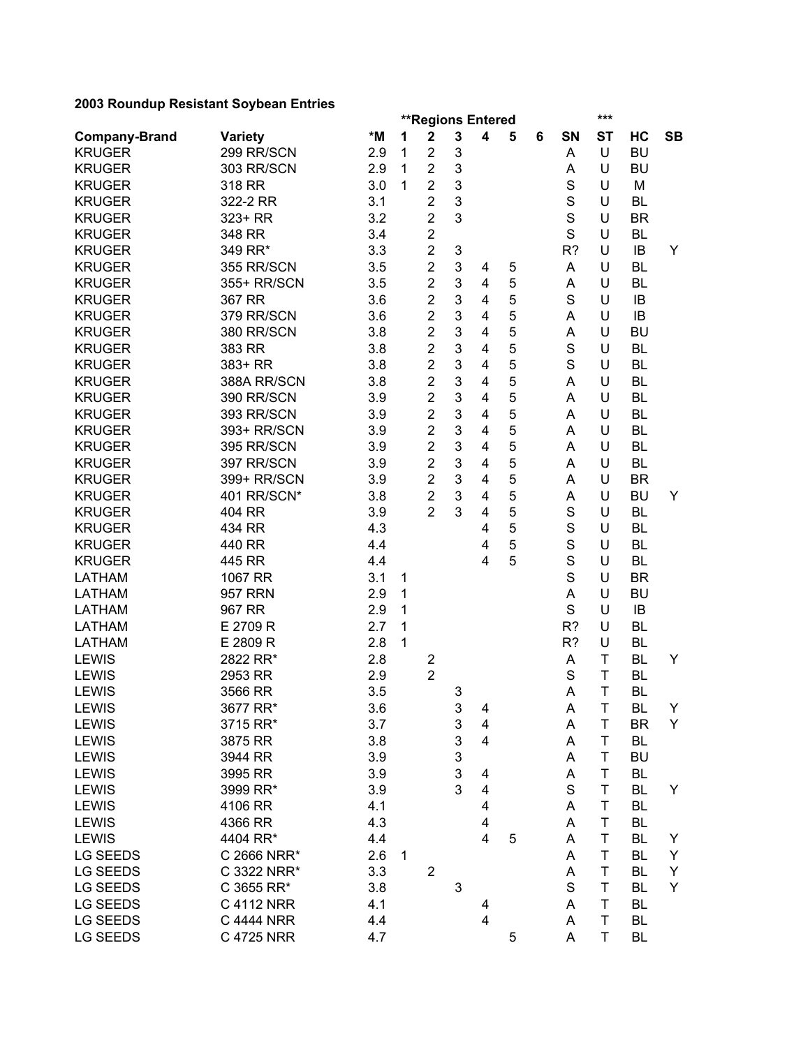**2003 Roundup Resistant Soybean Entries**

| | | | **Regions Entered | | | | | | | *** | | |
|---|---|---|---|---|---|---|---|---|---|---|---|---|
| **Company-Brand** | **Variety** | ***M** | **1** | **2** | **3** | **4** | **5** | **6** | **SN** | **ST** | **HC** | **SB** |
| KRUGER | 299 RR/SCN | 2.9 | 1 | 2 | 3 | | | | A | U | BU | |
| KRUGER | 303 RR/SCN | 2.9 | 1 | 2 | 3 | | | | A | U | BU | |
| KRUGER | 318 RR | 3.0 | 1 | 2 | 3 | | | | S | U | M | |
| KRUGER | 322-2 RR | 3.1 | | 2 | 3 | | | | S | U | BL | |
| KRUGER | 323+ RR | 3.2 | | 2 | 3 | | | | S | U | BR | |
| KRUGER | 348 RR | 3.4 | | 2 | | | | | S | U | BL | |
| KRUGER | 349 RR* | 3.3 | | 2 | 3 | | | | R? | U | IB | Y |
| KRUGER | 355 RR/SCN | 3.5 | | 2 | 3 | 4 | 5 | | A | U | BL | |
| KRUGER | 355+ RR/SCN | 3.5 | | 2 | 3 | 4 | 5 | | A | U | BL | |
| KRUGER | 367 RR | 3.6 | | 2 | 3 | 4 | 5 | | S | U | IB | |
| KRUGER | 379 RR/SCN | 3.6 | | 2 | 3 | 4 | 5 | | A | U | IB | |
| KRUGER | 380 RR/SCN | 3.8 | | 2 | 3 | 4 | 5 | | A | U | BU | |
| KRUGER | 383 RR | 3.8 | | 2 | 3 | 4 | 5 | | S | U | BL | |
| KRUGER | 383+ RR | 3.8 | | 2 | 3 | 4 | 5 | | S | U | BL | |
| KRUGER | 388A RR/SCN | 3.8 | | 2 | 3 | 4 | 5 | | A | U | BL | |
| KRUGER | 390 RR/SCN | 3.9 | | 2 | 3 | 4 | 5 | | A | U | BL | |
| KRUGER | 393 RR/SCN | 3.9 | | 2 | 3 | 4 | 5 | | A | U | BL | |
| KRUGER | 393+ RR/SCN | 3.9 | | 2 | 3 | 4 | 5 | | A | U | BL | |
| KRUGER | 395 RR/SCN | 3.9 | | 2 | 3 | 4 | 5 | | A | U | BL | |
| KRUGER | 397 RR/SCN | 3.9 | | 2 | 3 | 4 | 5 | | A | U | BL | |
| KRUGER | 399+ RR/SCN | 3.9 | | 2 | 3 | 4 | 5 | | A | U | BR | |
| KRUGER | 401 RR/SCN* | 3.8 | | 2 | 3 | 4 | 5 | | A | U | BU | Y |
| KRUGER | 404 RR | 3.9 | | 2 | 3 | 4 | 5 | | S | U | BL | |
| KRUGER | 434 RR | 4.3 | | | | 4 | 5 | | S | U | BL | |
| KRUGER | 440 RR | 4.4 | | | | 4 | 5 | | S | U | BL | |
| KRUGER | 445 RR | 4.4 | | | | 4 | 5 | | S | U | BL | |
| LATHAM | 1067 RR | 3.1 | 1 | | | | | | S | U | BR | |
| LATHAM | 957 RRN | 2.9 | 1 | | | | | | A | U | BU | |
| LATHAM | 967 RR | 2.9 | 1 | | | | | | S | U | IB | |
| LATHAM | E 2709 R | 2.7 | 1 | | | | | | R? | U | BL | |
| LATHAM | E 2809 R | 2.8 | 1 | | | | | | R? | U | BL | |
| LEWIS | 2822 RR* | 2.8 | | 2 | | | | | A | T | BL | Y |
| LEWIS | 2953 RR | 2.9 | | 2 | | | | | S | T | BL | |
| LEWIS | 3566 RR | 3.5 | | | 3 | | | | A | T | BL | |
| LEWIS | 3677 RR* | 3.6 | | | 3 | 4 | | | A | T | BL | Y |
| LEWIS | 3715 RR* | 3.7 | | | 3 | 4 | | | A | T | BR | Y |
| LEWIS | 3875 RR | 3.8 | | | 3 | 4 | | | A | T | BL | |
| LEWIS | 3944 RR | 3.9 | | | 3 | | | | A | T | BU | |
| LEWIS | 3995 RR | 3.9 | | | 3 | 4 | | | A | T | BL | |
| LEWIS | 3999 RR* | 3.9 | | | 3 | 4 | | | S | T | BL | Y |
| LEWIS | 4106 RR | 4.1 | | | | 4 | | | A | T | BL | |
| LEWIS | 4366 RR | 4.3 | | | | 4 | | | A | T | BL | |
| LEWIS | 4404 RR* | 4.4 | | | | 4 | 5 | | A | T | BL | Y |
| LG SEEDS | C 2666 NRR* | 2.6 | 1 | | | | | | A | T | BL | Y |
| LG SEEDS | C 3322 NRR* | 3.3 | | 2 | | | | | A | T | BL | Y |
| LG SEEDS | C 3655 RR* | 3.8 | | | 3 | | | | S | T | BL | Y |
| LG SEEDS | C 4112 NRR | 4.1 | | | | 4 | | | A | T | BL | |
| LG SEEDS | C 4444 NRR | 4.4 | | | | 4 | | | A | T | BL | |
| LG SEEDS | C 4725 NRR | 4.7 | | | | | 5 | | A | T | BL | |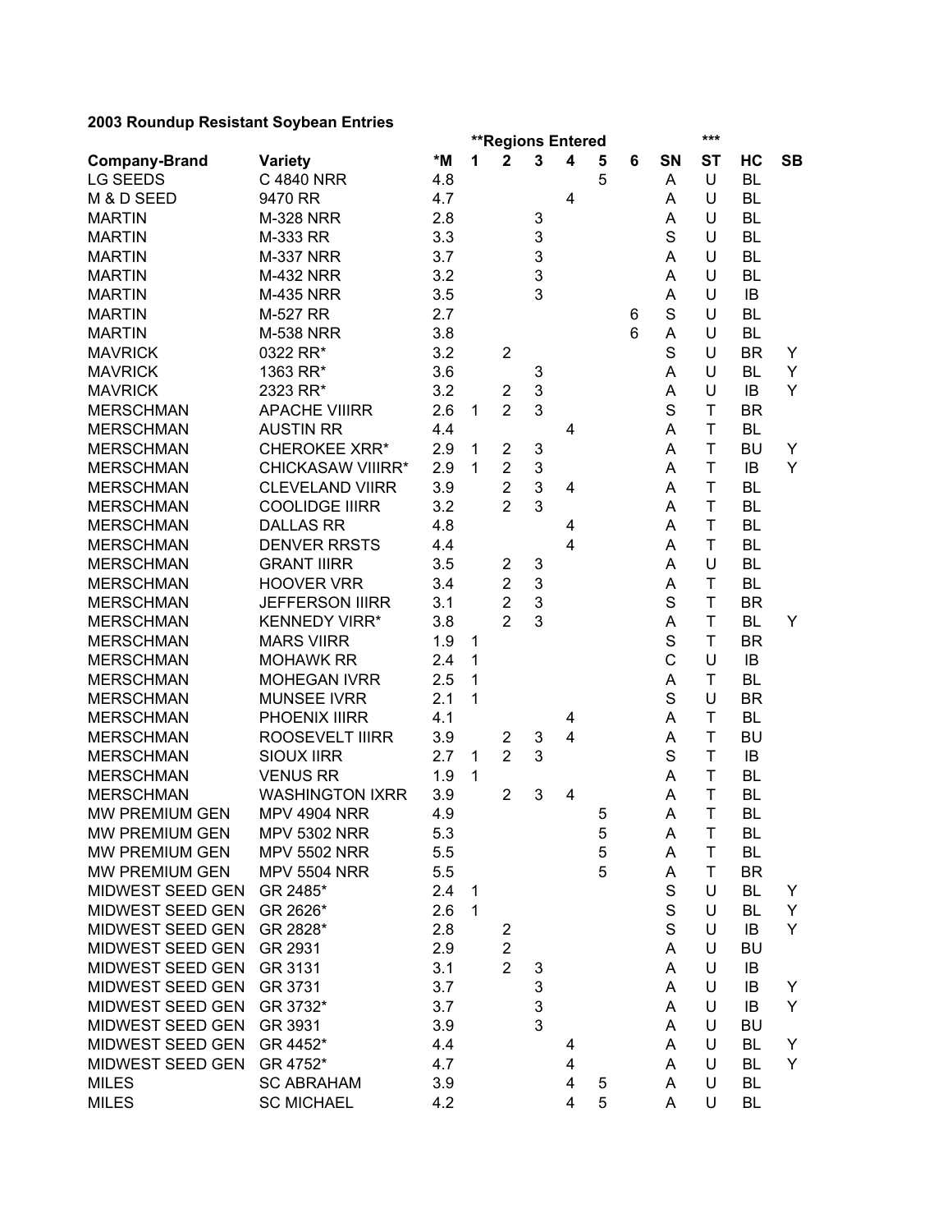**2003 Roundup Resistant Soybean Entries**

| | | | **Regions Entered | | | | | | | *** | | |
|---|---|---|---|---|---|---|---|---|---|---|---|---|
| **Company-Brand** | **Variety** | ***M** | **1** | **2** | **3** | **4** | **5** | **6** | **SN** | **ST** | **HC** | **SB** |
| LG SEEDS | C 4840 NRR | 4.8 | | | | | 5 | | A | U | BL | |
| M & D SEED | 9470 RR | 4.7 | | | | 4 | | | A | U | BL | |
| MARTIN | M-328 NRR | 2.8 | | | 3 | | | | A | U | BL | |
| MARTIN | M-333 RR | 3.3 | | | 3 | | | | S | U | BL | |
| MARTIN | M-337 NRR | 3.7 | | | 3 | | | | A | U | BL | |
| MARTIN | M-432 NRR | 3.2 | | | 3 | | | | A | U | BL | |
| MARTIN | M-435 NRR | 3.5 | | | 3 | | | | A | U | IB | |
| MARTIN | M-527 RR | 2.7 | | | | | | 6 | S | U | BL | |
| MARTIN | M-538 NRR | 3.8 | | | | | | 6 | A | U | BL | |
| MAVRICK | 0322 RR* | 3.2 | | 2 | | | | | S | U | BR | Y |
| MAVRICK | 1363 RR* | 3.6 | | | 3 | | | | A | U | BL | Y |
| MAVRICK | 2323 RR* | 3.2 | | 2 | 3 | | | | A | U | IB | Y |
| MERSCHMAN | APACHE VIIIRR | 2.6 | 1 | 2 | 3 | | | | S | T | BR | |
| MERSCHMAN | AUSTIN RR | 4.4 | | | | 4 | | | A | T | BL | |
| MERSCHMAN | CHEROKEE XRR* | 2.9 | 1 | 2 | 3 | | | | A | T | BU | Y |
| MERSCHMAN | CHICKASAW VIIIRR* | 2.9 | 1 | 2 | 3 | | | | A | T | IB | Y |
| MERSCHMAN | CLEVELAND VIIRR | 3.9 | | 2 | 3 | 4 | | | A | T | BL | |
| MERSCHMAN | COOLIDGE IIIRR | 3.2 | | 2 | 3 | | | | A | T | BL | |
| MERSCHMAN | DALLAS RR | 4.8 | | | | 4 | | | A | T | BL | |
| MERSCHMAN | DENVER RRSTS | 4.4 | | | | 4 | | | A | T | BL | |
| MERSCHMAN | GRANT IIIRR | 3.5 | | 2 | 3 | | | | A | U | BL | |
| MERSCHMAN | HOOVER VRR | 3.4 | | 2 | 3 | | | | A | T | BL | |
| MERSCHMAN | JEFFERSON IIIRR | 3.1 | | 2 | 3 | | | | S | T | BR | |
| MERSCHMAN | KENNEDY VIRR* | 3.8 | | 2 | 3 | | | | A | T | BL | Y |
| MERSCHMAN | MARS VIIRR | 1.9 | 1 | | | | | | S | T | BR | |
| MERSCHMAN | MOHAWK RR | 2.4 | 1 | | | | | | C | U | IB | |
| MERSCHMAN | MOHEGAN IVRR | 2.5 | 1 | | | | | | A | T | BL | |
| MERSCHMAN | MUNSEE IVRR | 2.1 | 1 | | | | | | S | U | BR | |
| MERSCHMAN | PHOENIX IIIRR | 4.1 | | | | 4 | | | A | T | BL | |
| MERSCHMAN | ROOSEVELT IIIRR | 3.9 | | 2 | 3 | 4 | | | A | T | BU | |
| MERSCHMAN | SIOUX IIRR | 2.7 | 1 | 2 | 3 | | | | S | T | IB | |
| MERSCHMAN | VENUS RR | 1.9 | 1 | | | | | | A | T | BL | |
| MERSCHMAN | WASHINGTON IXRR | 3.9 | | 2 | 3 | 4 | | | A | T | BL | |
| MW PREMIUM GEN | MPV 4904 NRR | 4.9 | | | | | 5 | | A | T | BL | |
| MW PREMIUM GEN | MPV 5302 NRR | 5.3 | | | | | 5 | | A | T | BL | |
| MW PREMIUM GEN | MPV 5502 NRR | 5.5 | | | | | 5 | | A | T | BL | |
| MW PREMIUM GEN | MPV 5504 NRR | 5.5 | | | | | 5 | | A | T | BR | |
| MIDWEST SEED GEN | GR 2485* | 2.4 | 1 | | | | | | S | U | BL | Y |
| MIDWEST SEED GEN | GR 2626* | 2.6 | 1 | | | | | | S | U | BL | Y |
| MIDWEST SEED GEN | GR 2828* | 2.8 | | 2 | | | | | S | U | IB | Y |
| MIDWEST SEED GEN | GR 2931 | 2.9 | | 2 | | | | | A | U | BU | |
| MIDWEST SEED GEN | GR 3131 | 3.1 | | 2 | 3 | | | | A | U | IB | |
| MIDWEST SEED GEN | GR 3731 | 3.7 | | | 3 | | | | A | U | IB | Y |
| MIDWEST SEED GEN | GR 3732* | 3.7 | | | 3 | | | | A | U | IB | Y |
| MIDWEST SEED GEN | GR 3931 | 3.9 | | | 3 | | | | A | U | BU | |
| MIDWEST SEED GEN | GR 4452* | 4.4 | | | | 4 | | | A | U | BL | Y |
| MIDWEST SEED GEN | GR 4752* | 4.7 | | | | 4 | | | A | U | BL | Y |
| MILES | SC ABRAHAM | 3.9 | | | | 4 | 5 | | A | U | BL | |
| MILES | SC MICHAEL | 4.2 | | | | 4 | 5 | | A | U | BL | |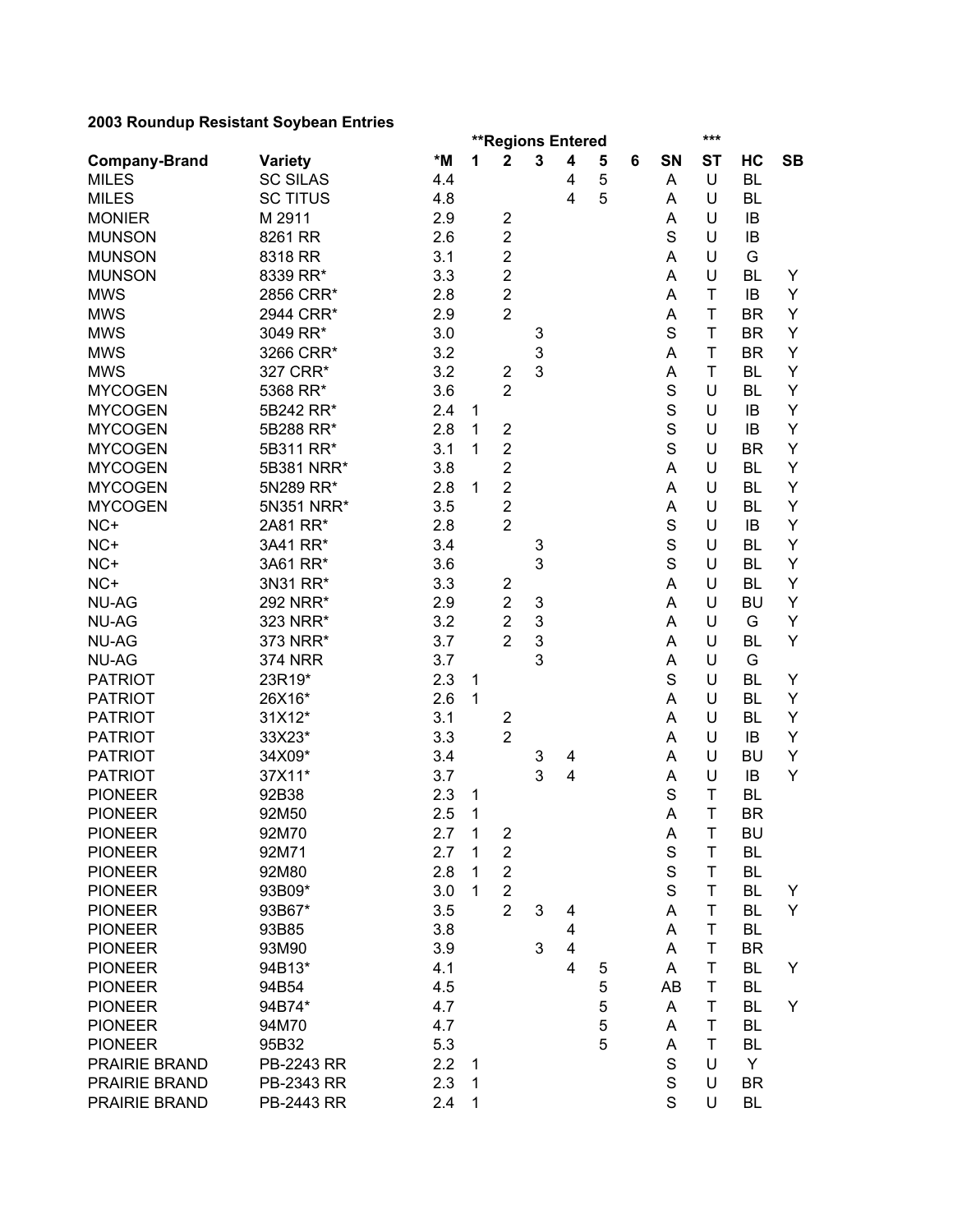**2003 Roundup Resistant Soybean Entries**

| | | | **Regions Entered | | | | | | | *** | | |
|---|---|---|---|---|---|---|---|---|---|---|---|---|
| **Company-Brand** | **Variety** | ***M** | **1** | **2** | **3** | **4** | **5** | **6** | **SN** | **ST** | **HC** | **SB** |
| MILES | SC SILAS | 4.4 | | | | 4 | 5 | | A | U | BL | |
| MILES | SC TITUS | 4.8 | | | | 4 | 5 | | A | U | BL | |
| MONIER | M 2911 | 2.9 | | 2 | | | | | A | U | IB | |
| MUNSON | 8261 RR | 2.6 | | 2 | | | | | S | U | IB | |
| MUNSON | 8318 RR | 3.1 | | 2 | | | | | A | U | G | |
| MUNSON | 8339 RR* | 3.3 | | 2 | | | | | A | U | BL | Y |
| MWS | 2856 CRR* | 2.8 | | 2 | | | | | A | T | IB | Y |
| MWS | 2944 CRR* | 2.9 | | 2 | | | | | A | T | BR | Y |
| MWS | 3049 RR* | 3.0 | | | 3 | | | | S | T | BR | Y |
| MWS | 3266 CRR* | 3.2 | | | 3 | | | | A | T | BR | Y |
| MWS | 327 CRR* | 3.2 | | 2 | 3 | | | | A | T | BL | Y |
| MYCOGEN | 5368 RR* | 3.6 | | 2 | | | | | S | U | BL | Y |
| MYCOGEN | 5B242 RR* | 2.4 | 1 | | | | | | S | U | IB | Y |
| MYCOGEN | 5B288 RR* | 2.8 | 1 | 2 | | | | | S | U | IB | Y |
| MYCOGEN | 5B311 RR* | 3.1 | 1 | 2 | | | | | S | U | BR | Y |
| MYCOGEN | 5B381 NRR* | 3.8 | | 2 | | | | | A | U | BL | Y |
| MYCOGEN | 5N289 RR* | 2.8 | 1 | 2 | | | | | A | U | BL | Y |
| MYCOGEN | 5N351 NRR* | 3.5 | | 2 | | | | | A | U | BL | Y |
| NC+ | 2A81 RR* | 2.8 | | 2 | | | | | S | U | IB | Y |
| NC+ | 3A41 RR* | 3.4 | | | 3 | | | | S | U | BL | Y |
| NC+ | 3A61 RR* | 3.6 | | | 3 | | | | S | U | BL | Y |
| NC+ | 3N31 RR* | 3.3 | | 2 | | | | | A | U | BL | Y |
| NU-AG | 292 NRR* | 2.9 | | 2 | 3 | | | | A | U | BU | Y |
| NU-AG | 323 NRR* | 3.2 | | 2 | 3 | | | | A | U | G | Y |
| NU-AG | 373 NRR* | 3.7 | | 2 | 3 | | | | A | U | BL | Y |
| NU-AG | 374 NRR | 3.7 | | | 3 | | | | A | U | G | |
| PATRIOT | 23R19* | 2.3 | 1 | | | | | | S | U | BL | Y |
| PATRIOT | 26X16* | 2.6 | 1 | | | | | | A | U | BL | Y |
| PATRIOT | 31X12* | 3.1 | | 2 | | | | | A | U | BL | Y |
| PATRIOT | 33X23* | 3.3 | | 2 | | | | | A | U | IB | Y |
| PATRIOT | 34X09* | 3.4 | | | 3 | 4 | | | A | U | BU | Y |
| PATRIOT | 37X11* | 3.7 | | | 3 | 4 | | | A | U | IB | Y |
| PIONEER | 92B38 | 2.3 | 1 | | | | | | S | T | BL | |
| PIONEER | 92M50 | 2.5 | 1 | | | | | | A | T | BR | |
| PIONEER | 92M70 | 2.7 | 1 | 2 | | | | | A | T | BU | |
| PIONEER | 92M71 | 2.7 | 1 | 2 | | | | | S | T | BL | |
| PIONEER | 92M80 | 2.8 | 1 | 2 | | | | | S | T | BL | |
| PIONEER | 93B09* | 3.0 | 1 | 2 | | | | | S | T | BL | Y |
| PIONEER | 93B67* | 3.5 | | 2 | 3 | 4 | | | A | T | BL | Y |
| PIONEER | 93B85 | 3.8 | | | | 4 | | | A | T | BL | |
| PIONEER | 93M90 | 3.9 | | | 3 | 4 | | | A | T | BR | |
| PIONEER | 94B13* | 4.1 | | | | 4 | 5 | | A | T | BL | Y |
| PIONEER | 94B54 | 4.5 | | | | | 5 | | AB | T | BL | |
| PIONEER | 94B74* | 4.7 | | | | | 5 | | A | T | BL | Y |
| PIONEER | 94M70 | 4.7 | | | | | 5 | | A | T | BL | |
| PIONEER | 95B32 | 5.3 | | | | | 5 | | A | T | BL | |
| PRAIRIE BRAND | PB-2243 RR | 2.2 | 1 | | | | | | S | U | Y | |
| PRAIRIE BRAND | PB-2343 RR | 2.3 | 1 | | | | | | S | U | BR | |
| PRAIRIE BRAND | PB-2443 RR | 2.4 | 1 | | | | | | S | U | BL | |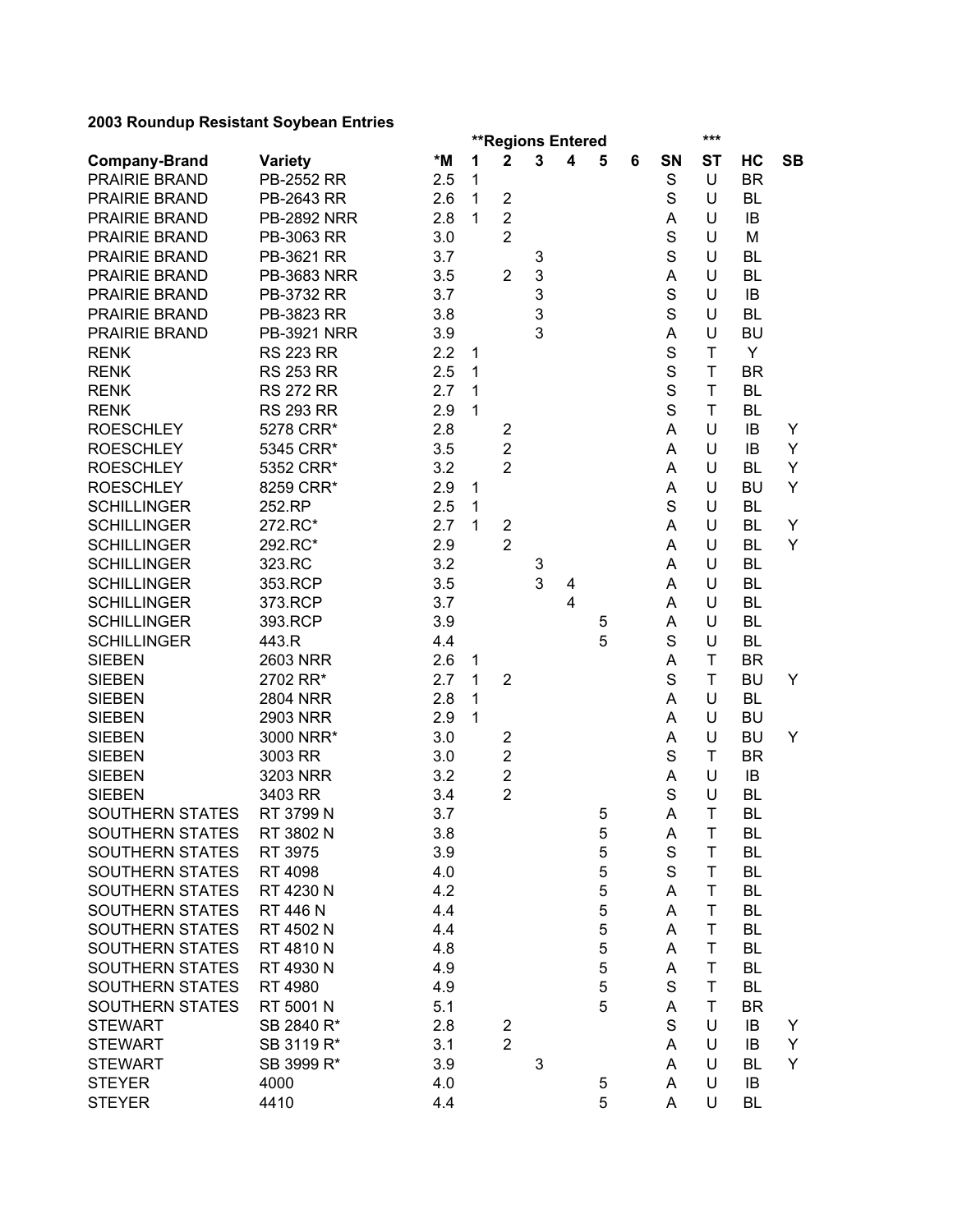**2003 Roundup Resistant Soybean Entries**

| Company-Brand | Variety | *M | **Regions Entered 1 | 2 | 3 | 4 | 5 | 6 | SN | *** ST | HC | SB |
|---|---|---|---|---|---|---|---|---|---|---|---|---|
| PRAIRIE BRAND | PB-2552 RR | 2.5 | 1 | | | | | | S | U | BR | |
| PRAIRIE BRAND | PB-2643 RR | 2.6 | 1 | 2 | | | | | S | U | BL | |
| PRAIRIE BRAND | PB-2892 NRR | 2.8 | 1 | 2 | | | | | A | U | IB | |
| PRAIRIE BRAND | PB-3063 RR | 3.0 | | 2 | | | | | S | U | M | |
| PRAIRIE BRAND | PB-3621 RR | 3.7 | | | 3 | | | | S | U | BL | |
| PRAIRIE BRAND | PB-3683 NRR | 3.5 | | 2 | 3 | | | | A | U | BL | |
| PRAIRIE BRAND | PB-3732 RR | 3.7 | | | 3 | | | | S | U | IB | |
| PRAIRIE BRAND | PB-3823 RR | 3.8 | | | 3 | | | | S | U | BL | |
| PRAIRIE BRAND | PB-3921 NRR | 3.9 | | | 3 | | | | A | U | BU | |
| RENK | RS 223 RR | 2.2 | 1 | | | | | | S | T | Y | |
| RENK | RS 253 RR | 2.5 | 1 | | | | | | S | T | BR | |
| RENK | RS 272 RR | 2.7 | 1 | | | | | | S | T | BL | |
| RENK | RS 293 RR | 2.9 | 1 | | | | | | S | T | BL | |
| ROESCHLEY | 5278 CRR* | 2.8 | | 2 | | | | | A | U | IB | Y |
| ROESCHLEY | 5345 CRR* | 3.5 | | 2 | | | | | A | U | IB | Y |
| ROESCHLEY | 5352 CRR* | 3.2 | | 2 | | | | | A | U | BL | Y |
| ROESCHLEY | 8259 CRR* | 2.9 | 1 | | | | | | A | U | BU | Y |
| SCHILLINGER | 252.RP | 2.5 | 1 | | | | | | S | U | BL | |
| SCHILLINGER | 272.RC* | 2.7 | 1 | 2 | | | | | A | U | BL | Y |
| SCHILLINGER | 292.RC* | 2.9 | | 2 | | | | | A | U | BL | Y |
| SCHILLINGER | 323.RC | 3.2 | | | 3 | | | | A | U | BL | |
| SCHILLINGER | 353.RCP | 3.5 | | | 3 | 4 | | | A | U | BL | |
| SCHILLINGER | 373.RCP | 3.7 | | | | 4 | | | A | U | BL | |
| SCHILLINGER | 393.RCP | 3.9 | | | | | 5 | | A | U | BL | |
| SCHILLINGER | 443.R | 4.4 | | | | | 5 | | S | U | BL | |
| SIEBEN | 2603 NRR | 2.6 | 1 | | | | | | A | T | BR | |
| SIEBEN | 2702 RR* | 2.7 | 1 | 2 | | | | | S | T | BU | Y |
| SIEBEN | 2804 NRR | 2.8 | 1 | | | | | | A | U | BL | |
| SIEBEN | 2903 NRR | 2.9 | 1 | | | | | | A | U | BU | |
| SIEBEN | 3000 NRR* | 3.0 | | 2 | | | | | A | U | BU | Y |
| SIEBEN | 3003 RR | 3.0 | | 2 | | | | | S | T | BR | |
| SIEBEN | 3203 NRR | 3.2 | | 2 | | | | | A | U | IB | |
| SIEBEN | 3403 RR | 3.4 | | 2 | | | | | S | U | BL | |
| SOUTHERN STATES | RT 3799 N | 3.7 | | | | | 5 | | A | T | BL | |
| SOUTHERN STATES | RT 3802 N | 3.8 | | | | | 5 | | A | T | BL | |
| SOUTHERN STATES | RT 3975 | 3.9 | | | | | 5 | | S | T | BL | |
| SOUTHERN STATES | RT 4098 | 4.0 | | | | | 5 | | S | T | BL | |
| SOUTHERN STATES | RT 4230 N | 4.2 | | | | | 5 | | A | T | BL | |
| SOUTHERN STATES | RT 446 N | 4.4 | | | | | 5 | | A | T | BL | |
| SOUTHERN STATES | RT 4502 N | 4.4 | | | | | 5 | | A | T | BL | |
| SOUTHERN STATES | RT 4810 N | 4.8 | | | | | 5 | | A | T | BL | |
| SOUTHERN STATES | RT 4930 N | 4.9 | | | | | 5 | | A | T | BL | |
| SOUTHERN STATES | RT 4980 | 4.9 | | | | | 5 | | S | T | BL | |
| SOUTHERN STATES | RT 5001 N | 5.1 | | | | | 5 | | A | T | BR | |
| STEWART | SB 2840 R* | 2.8 | | 2 | | | | | S | U | IB | Y |
| STEWART | SB 3119 R* | 3.1 | | 2 | | | | | A | U | IB | Y |
| STEWART | SB 3999 R* | 3.9 | | | 3 | | | | A | U | BL | Y |
| STEYER | 4000 | 4.0 | | | | | 5 | | A | U | IB | |
| STEYER | 4410 | 4.4 | | | | | 5 | | A | U | BL | |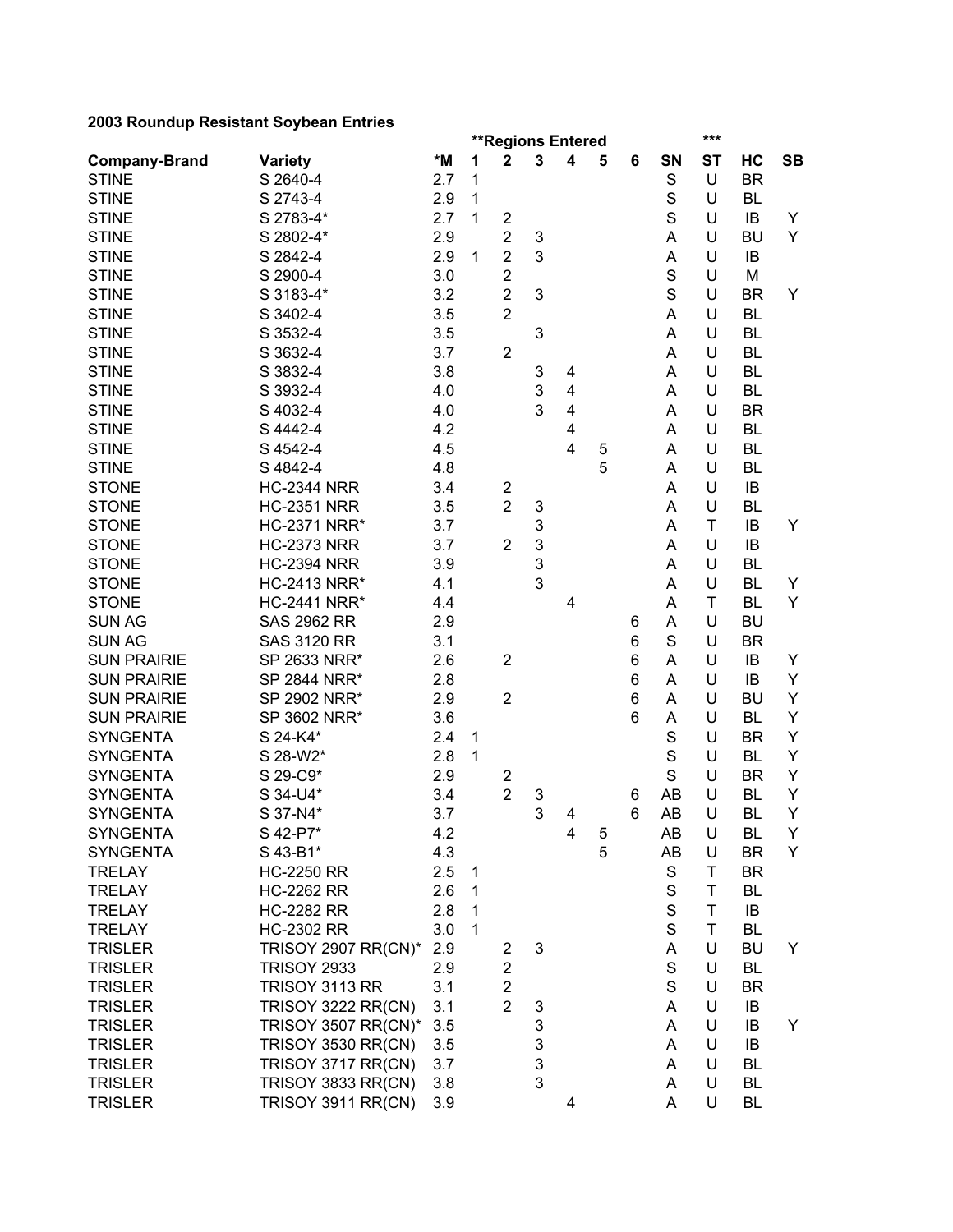**2003 Roundup Resistant Soybean Entries**

| Company-Brand | Variety | *M | **Regions Entered 1 | 2 | 3 | 4 | 5 | 6 | SN | *** ST | HC | SB |
|---|---|---|---|---|---|---|---|---|---|---|---|---|
| STINE | S 2640-4 | 2.7 | 1 | | | | | | S | U | BR | |
| STINE | S 2743-4 | 2.9 | 1 | | | | | | S | U | BL | |
| STINE | S 2783-4* | 2.7 | 1 | 2 | | | | | S | U | IB | Y |
| STINE | S 2802-4* | 2.9 | | 2 | 3 | | | | A | U | BU | Y |
| STINE | S 2842-4 | 2.9 | 1 | 2 | 3 | | | | A | U | IB | |
| STINE | S 2900-4 | 3.0 | | 2 | | | | | S | U | M | |
| STINE | S 3183-4* | 3.2 | | 2 | 3 | | | | S | U | BR | Y |
| STINE | S 3402-4 | 3.5 | | 2 | | | | | A | U | BL | |
| STINE | S 3532-4 | 3.5 | | | 3 | | | | A | U | BL | |
| STINE | S 3632-4 | 3.7 | | 2 | | | | | A | U | BL | |
| STINE | S 3832-4 | 3.8 | | | 3 | 4 | | | A | U | BL | |
| STINE | S 3932-4 | 4.0 | | | 3 | 4 | | | A | U | BL | |
| STINE | S 4032-4 | 4.0 | | | 3 | 4 | | | A | U | BR | |
| STINE | S 4442-4 | 4.2 | | | | 4 | | | A | U | BL | |
| STINE | S 4542-4 | 4.5 | | | | 4 | 5 | | A | U | BL | |
| STINE | S 4842-4 | 4.8 | | | | | 5 | | A | U | BL | |
| STONE | HC-2344 NRR | 3.4 | | 2 | | | | | A | U | IB | |
| STONE | HC-2351 NRR | 3.5 | | 2 | 3 | | | | A | U | BL | |
| STONE | HC-2371 NRR* | 3.7 | | | 3 | | | | A | T | IB | Y |
| STONE | HC-2373 NRR | 3.7 | | 2 | 3 | | | | A | U | IB | |
| STONE | HC-2394 NRR | 3.9 | | | 3 | | | | A | U | BL | |
| STONE | HC-2413 NRR* | 4.1 | | | 3 | | | | A | U | BL | Y |
| STONE | HC-2441 NRR* | 4.4 | | | | 4 | | | A | T | BL | Y |
| SUN AG | SAS 2962 RR | 2.9 | | | | | | 6 | A | U | BU | |
| SUN AG | SAS 3120 RR | 3.1 | | | | | | 6 | S | U | BR | |
| SUN PRAIRIE | SP 2633 NRR* | 2.6 | | 2 | | | | 6 | A | U | IB | Y |
| SUN PRAIRIE | SP 2844 NRR* | 2.8 | | | | | | 6 | A | U | IB | Y |
| SUN PRAIRIE | SP 2902 NRR* | 2.9 | | 2 | | | | 6 | A | U | BU | Y |
| SUN PRAIRIE | SP 3602 NRR* | 3.6 | | | | | | 6 | A | U | BL | Y |
| SYNGENTA | S 24-K4* | 2.4 | 1 | | | | | | S | U | BR | Y |
| SYNGENTA | S 28-W2* | 2.8 | 1 | | | | | | S | U | BL | Y |
| SYNGENTA | S 29-C9* | 2.9 | | 2 | | | | | S | U | BR | Y |
| SYNGENTA | S 34-U4* | 3.4 | | 2 | 3 | | | 6 | AB | U | BL | Y |
| SYNGENTA | S 37-N4* | 3.7 | | | 3 | 4 | | 6 | AB | U | BL | Y |
| SYNGENTA | S 42-P7* | 4.2 | | | | 4 | 5 | | AB | U | BL | Y |
| SYNGENTA | S 43-B1* | 4.3 | | | | | 5 | | AB | U | BR | Y |
| TRELAY | HC-2250 RR | 2.5 | 1 | | | | | | S | T | BR | |
| TRELAY | HC-2262 RR | 2.6 | 1 | | | | | | S | T | BL | |
| TRELAY | HC-2282 RR | 2.8 | 1 | | | | | | S | T | IB | |
| TRELAY | HC-2302 RR | 3.0 | 1 | | | | | | S | T | BL | |
| TRISLER | TRISOY 2907 RR(CN)* | 2.9 | | 2 | 3 | | | | A | U | BU | Y |
| TRISLER | TRISOY 2933 | 2.9 | | 2 | | | | | S | U | BL | |
| TRISLER | TRISOY 3113 RR | 3.1 | | 2 | | | | | S | U | BR | |
| TRISLER | TRISOY 3222 RR(CN) | 3.1 | | 2 | 3 | | | | A | U | IB | |
| TRISLER | TRISOY 3507 RR(CN)* | 3.5 | | | 3 | | | | A | U | IB | Y |
| TRISLER | TRISOY 3530 RR(CN) | 3.5 | | | 3 | | | | A | U | IB | |
| TRISLER | TRISOY 3717 RR(CN) | 3.7 | | | 3 | | | | A | U | BL | |
| TRISLER | TRISOY 3833 RR(CN) | 3.8 | | | 3 | | | | A | U | BL | |
| TRISLER | TRISOY 3911 RR(CN) | 3.9 | | | | 4 | | | A | U | BL | |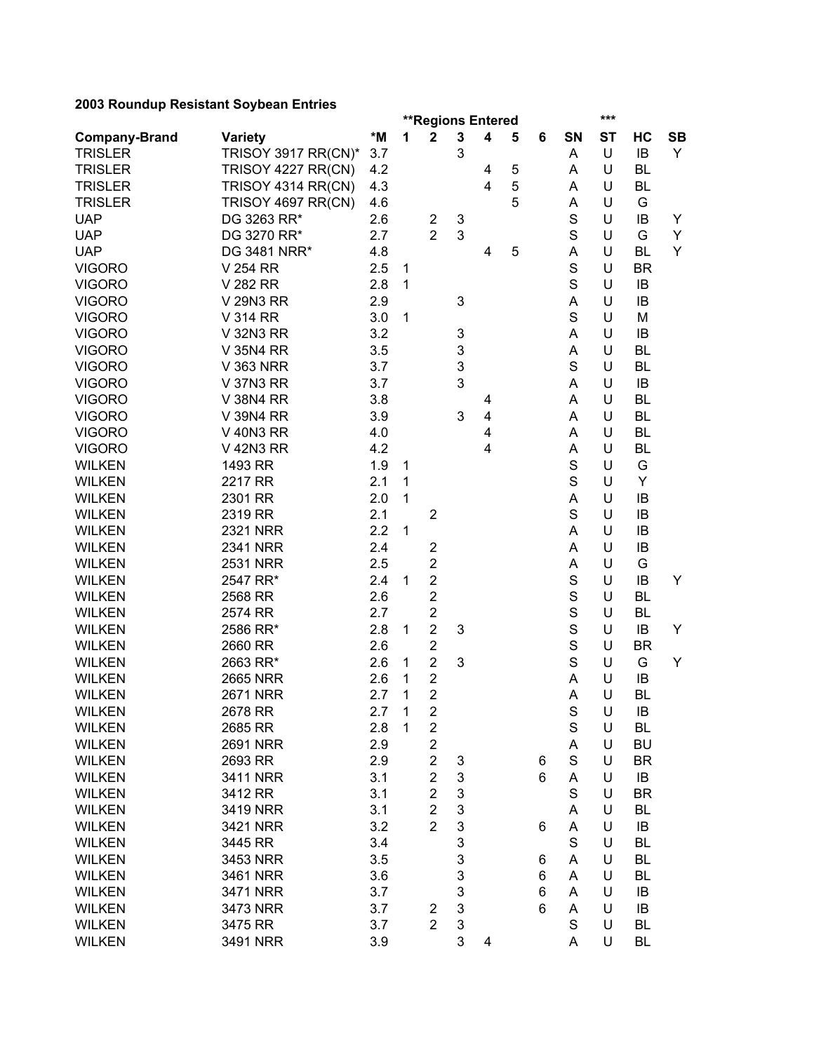**2003 Roundup Resistant Soybean Entries**

| Company-Brand | Variety | *M | **Regions Entered 1 | 2 | 3 | 4 | 5 | 6 | SN | *** ST | HC | SB |
|---|---|---|---|---|---|---|---|---|---|---|---|---|
| TRISLER | TRISOY 3917 RR(CN)* | 3.7 | | | 3 | | | | A | U | IB | Y |
| TRISLER | TRISOY 4227 RR(CN) | 4.2 | | | | 4 | 5 | | A | U | BL | |
| TRISLER | TRISOY 4314 RR(CN) | 4.3 | | | | 4 | 5 | | A | U | BL | |
| TRISLER | TRISOY 4697 RR(CN) | 4.6 | | | | | 5 | | A | U | G | |
| UAP | DG 3263 RR* | 2.6 | | 2 | 3 | | | | S | U | IB | Y |
| UAP | DG 3270 RR* | 2.7 | | 2 | 3 | | | | S | U | G | Y |
| UAP | DG 3481 NRR* | 4.8 | | | | 4 | 5 | | A | U | BL | Y |
| VIGORO | V 254 RR | 2.5 | 1 | | | | | | S | U | BR | |
| VIGORO | V 282 RR | 2.8 | 1 | | | | | | S | U | IB | |
| VIGORO | V 29N3 RR | 2.9 | | | 3 | | | | A | U | IB | |
| VIGORO | V 314 RR | 3.0 | 1 | | | | | | S | U | M | |
| VIGORO | V 32N3 RR | 3.2 | | | 3 | | | | A | U | IB | |
| VIGORO | V 35N4 RR | 3.5 | | | 3 | | | | A | U | BL | |
| VIGORO | V 363 NRR | 3.7 | | | 3 | | | | S | U | BL | |
| VIGORO | V 37N3 RR | 3.7 | | | 3 | | | | A | U | IB | |
| VIGORO | V 38N4 RR | 3.8 | | | | 4 | | | A | U | BL | |
| VIGORO | V 39N4 RR | 3.9 | | | 3 | 4 | | | A | U | BL | |
| VIGORO | V 40N3 RR | 4.0 | | | | 4 | | | A | U | BL | |
| VIGORO | V 42N3 RR | 4.2 | | | | 4 | | | A | U | BL | |
| WILKEN | 1493 RR | 1.9 | 1 | | | | | | S | U | G | |
| WILKEN | 2217 RR | 2.1 | 1 | | | | | | S | U | Y | |
| WILKEN | 2301 RR | 2.0 | 1 | | | | | | A | U | IB | |
| WILKEN | 2319 RR | 2.1 | | 2 | | | | | S | U | IB | |
| WILKEN | 2321 NRR | 2.2 | 1 | | | | | | A | U | IB | |
| WILKEN | 2341 NRR | 2.4 | | 2 | | | | | A | U | IB | |
| WILKEN | 2531 NRR | 2.5 | | 2 | | | | | A | U | G | |
| WILKEN | 2547 RR* | 2.4 | 1 | 2 | | | | | S | U | IB | Y |
| WILKEN | 2568 RR | 2.6 | | 2 | | | | | S | U | BL | |
| WILKEN | 2574 RR | 2.7 | | 2 | | | | | S | U | BL | |
| WILKEN | 2586 RR* | 2.8 | 1 | 2 | 3 | | | | S | U | IB | Y |
| WILKEN | 2660 RR | 2.6 | | 2 | | | | | S | U | BR | |
| WILKEN | 2663 RR* | 2.6 | 1 | 2 | 3 | | | | S | U | G | Y |
| WILKEN | 2665 NRR | 2.6 | 1 | 2 | | | | | A | U | IB | |
| WILKEN | 2671 NRR | 2.7 | 1 | 2 | | | | | A | U | BL | |
| WILKEN | 2678 RR | 2.7 | 1 | 2 | | | | | S | U | IB | |
| WILKEN | 2685 RR | 2.8 | 1 | 2 | | | | | S | U | BL | |
| WILKEN | 2691 NRR | 2.9 | | 2 | | | | | A | U | BU | |
| WILKEN | 2693 RR | 2.9 | | 2 | 3 | | | 6 | S | U | BR | |
| WILKEN | 3411 NRR | 3.1 | | 2 | 3 | | | 6 | A | U | IB | |
| WILKEN | 3412 RR | 3.1 | | 2 | 3 | | | | S | U | BR | |
| WILKEN | 3419 NRR | 3.1 | | 2 | 3 | | | | A | U | BL | |
| WILKEN | 3421 NRR | 3.2 | | 2 | 3 | | | 6 | A | U | IB | |
| WILKEN | 3445 RR | 3.4 | | | 3 | | | | S | U | BL | |
| WILKEN | 3453 NRR | 3.5 | | | 3 | | | 6 | A | U | BL | |
| WILKEN | 3461 NRR | 3.6 | | | 3 | | | 6 | A | U | BL | |
| WILKEN | 3471 NRR | 3.7 | | | 3 | | | 6 | A | U | IB | |
| WILKEN | 3473 NRR | 3.7 | | 2 | 3 | | | 6 | A | U | IB | |
| WILKEN | 3475 RR | 3.7 | | 2 | 3 | | | | S | U | BL | |
| WILKEN | 3491 NRR | 3.9 | | | 3 | 4 | | | A | U | BL | |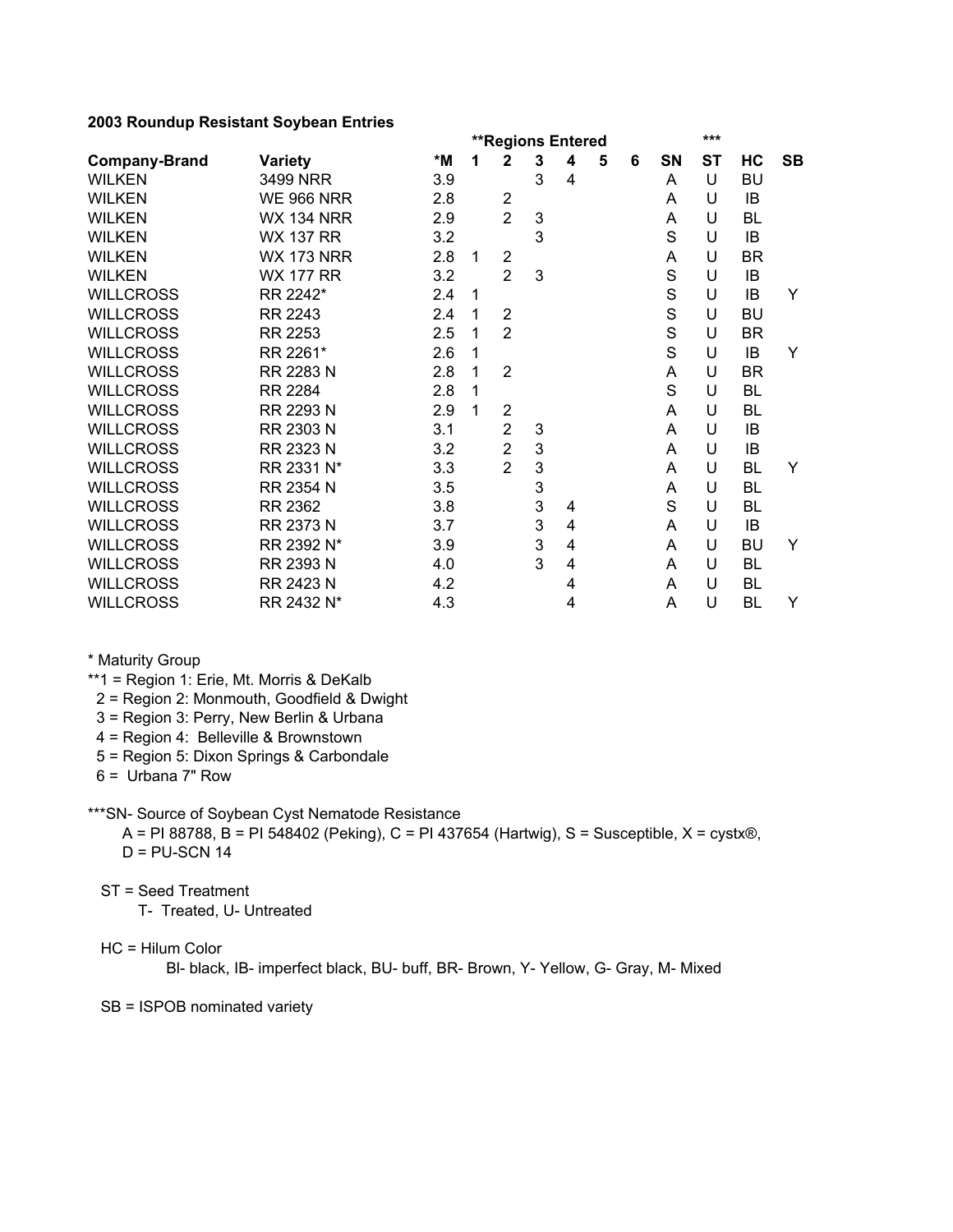**2003 Roundup Resistant Soybean Entries**

| | | | **Regions Entered | | | | | | | *** | | |
|---|---|---|---|---|---|---|---|---|---|---|---|---|
| **Company-Brand** | **Variety** | ***M** | **1** | **2** | **3** | **4** | **5** | **6** | **SN** | **ST** | **HC** | **SB** |
| WILKEN | 3499 NRR | 3.9 | | | 3 | 4 | | | A | U | BU | |
| WILKEN | WE 966 NRR | 2.8 | | 2 | | | | | A | U | IB | |
| WILKEN | WX 134 NRR | 2.9 | | 2 | 3 | | | | A | U | BL | |
| WILKEN | WX 137 RR | 3.2 | | | 3 | | | | S | U | IB | |
| WILKEN | WX 173 NRR | 2.8 | 1 | 2 | | | | | A | U | BR | |
| WILKEN | WX 177 RR | 3.2 | | 2 | 3 | | | | S | U | IB | |
| WILLCROSS | RR 2242* | 2.4 | 1 | | | | | | S | U | IB | Y |
| WILLCROSS | RR 2243 | 2.4 | 1 | 2 | | | | | S | U | BU | |
| WILLCROSS | RR 2253 | 2.5 | 1 | 2 | | | | | S | U | BR | |
| WILLCROSS | RR 2261* | 2.6 | 1 | | | | | | S | U | IB | Y |
| WILLCROSS | RR 2283 N | 2.8 | 1 | 2 | | | | | A | U | BR | |
| WILLCROSS | RR 2284 | 2.8 | 1 | | | | | | S | U | BL | |
| WILLCROSS | RR 2293 N | 2.9 | 1 | 2 | | | | | A | U | BL | |
| WILLCROSS | RR 2303 N | 3.1 | | 2 | 3 | | | | A | U | IB | |
| WILLCROSS | RR 2323 N | 3.2 | | 2 | 3 | | | | A | U | IB | |
| WILLCROSS | RR 2331 N* | 3.3 | | 2 | 3 | | | | A | U | BL | Y |
| WILLCROSS | RR 2354 N | 3.5 | | | 3 | | | | A | U | BL | |
| WILLCROSS | RR 2362 | 3.8 | | | 3 | 4 | | | S | U | BL | |
| WILLCROSS | RR 2373 N | 3.7 | | | 3 | 4 | | | A | U | IB | |
| WILLCROSS | RR 2392 N* | 3.9 | | | 3 | 4 | | | A | U | BU | Y |
| WILLCROSS | RR 2393 N | 4.0 | | | 3 | 4 | | | A | U | BL | |
| WILLCROSS | RR 2423 N | 4.2 | | | | 4 | | | A | U | BL | |
| WILLCROSS | RR 2432 N* | 4.3 | | | | 4 | | | A | U | BL | Y |

* Maturity Group

**1 = Region 1: Erie, Mt. Morris & DeKalb
 2 = Region 2: Monmouth, Goodfield & Dwight
 3 = Region 3: Perry, New Berlin & Urbana
 4 = Region 4: Belleville & Brownstown
 5 = Region 5: Dixon Springs & Carbondale
 6 = Urbana 7" Row

***SN- Source of Soybean Cyst Nematode Resistance
A = PI 88788, B = PI 548402 (Peking), C = PI 437654 (Hartwig), S = Susceptible, X = cystx®, D = PU-SCN 14

ST = Seed Treatment
T- Treated, U- Untreated

HC = Hilum Color
Bl- black, IB- imperfect black, BU- buff, BR- Brown, Y- Yellow, G- Gray, M- Mixed

SB = ISPOB nominated variety